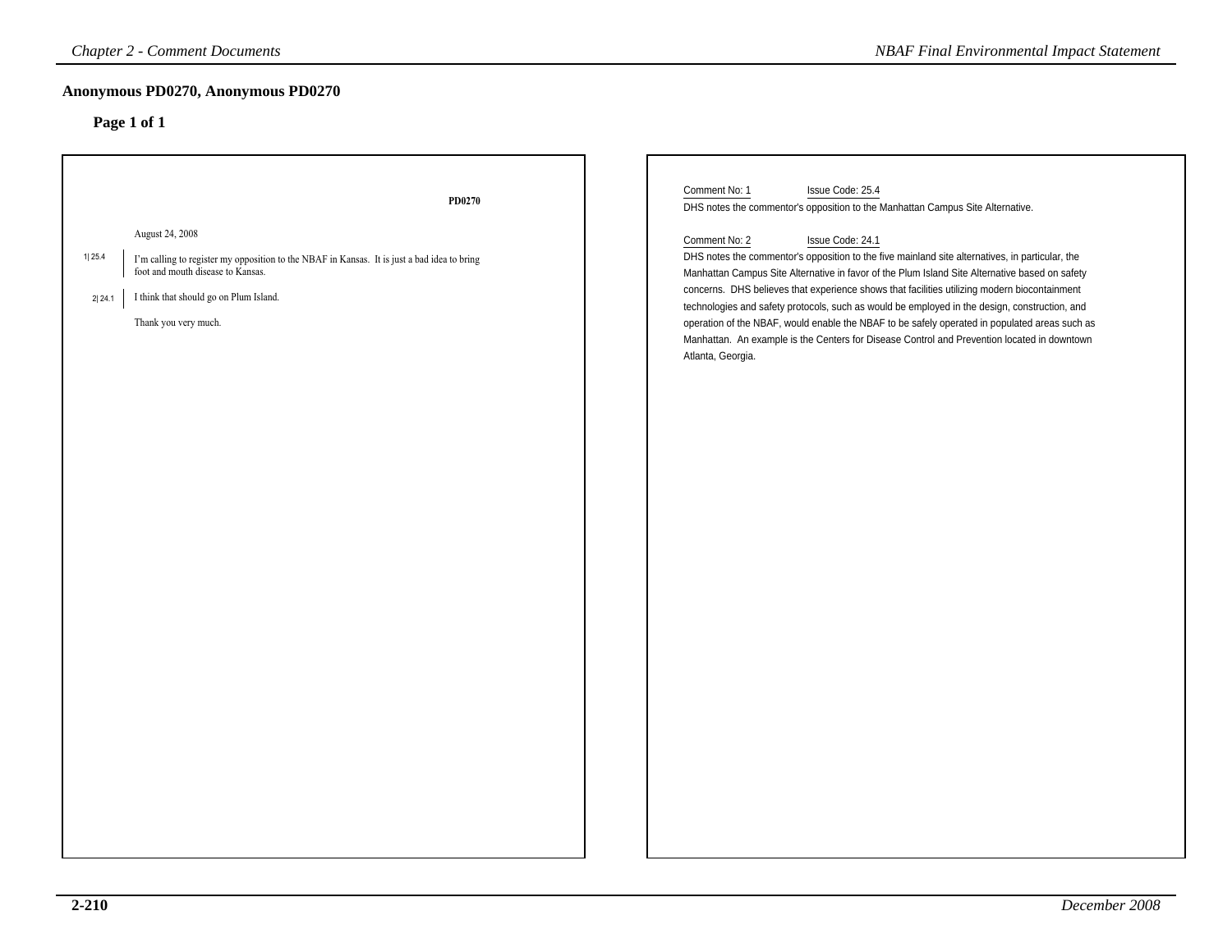## Anonymous PD0270, Anonymous PD0270

### Page 1 of 1

**PD0270**

August 24, 2008

1| 25.4 — I'm calling to register my opposition to the NBAF in Kansas. It is just a bad idea to bring foot and mouth disease to Kansas.

2| 24.1 — I think that should go on Plum Island.

Thank you very much.

---

Comment No: 1 Issue Code: 25.4

DHS notes the commentor's opposition to the Manhattan Campus Site Alternative.

Comment No: 2 Issue Code: 24.1

DHS notes the commentor's opposition to the five mainland site alternatives, in particular, the Manhattan Campus Site Alternative in favor of the Plum Island Site Alternative based on safety concerns. DHS believes that experience shows that facilities utilizing modern biocontainment technologies and safety protocols, such as would be employed in the design, construction, and operation of the NBAF, would enable the NBAF to be safely operated in populated areas such as Manhattan. An example is the Centers for Disease Control and Prevention located in downtown Atlanta, Georgia.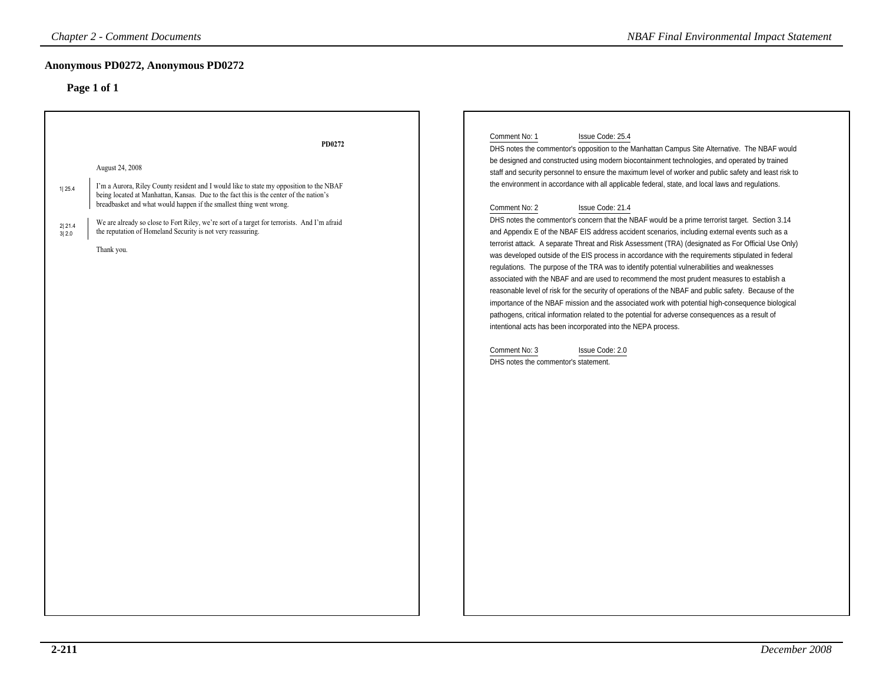## Anonymous PD0272, Anonymous PD0272

### Page 1 of 1

PD0272

August 24, 2008

1| 25.4

I'm a Aurora, Riley County resident and I would like to state my opposition to the NBAF being located at Manhattan, Kansas. Due to the fact this is the center of the nation's breadbasket and what would happen if the smallest thing went wrong.

2| 21.4
3| 2.0

We are already so close to Fort Riley, we're sort of a target for terrorists. And I'm afraid the reputation of Homeland Security is not very reassuring.

Thank you.

Comment No: 1 Issue Code: 25.4

DHS notes the commentor's opposition to the Manhattan Campus Site Alternative. The NBAF would be designed and constructed using modern biocontainment technologies, and operated by trained staff and security personnel to ensure the maximum level of worker and public safety and least risk to the environment in accordance with all applicable federal, state, and local laws and regulations.

Comment No: 2 Issue Code: 21.4

DHS notes the commentor's concern that the NBAF would be a prime terrorist target. Section 3.14 and Appendix E of the NBAF EIS address accident scenarios, including external events such as a terrorist attack. A separate Threat and Risk Assessment (TRA) (designated as For Official Use Only) was developed outside of the EIS process in accordance with the requirements stipulated in federal regulations. The purpose of the TRA was to identify potential vulnerabilities and weaknesses associated with the NBAF and are used to recommend the most prudent measures to establish a reasonable level of risk for the security of operations of the NBAF and public safety. Because of the importance of the NBAF mission and the associated work with potential high-consequence biological pathogens, critical information related to the potential for adverse consequences as a result of intentional acts has been incorporated into the NEPA process.

Comment No: 3 Issue Code: 2.0

DHS notes the commentor's statement.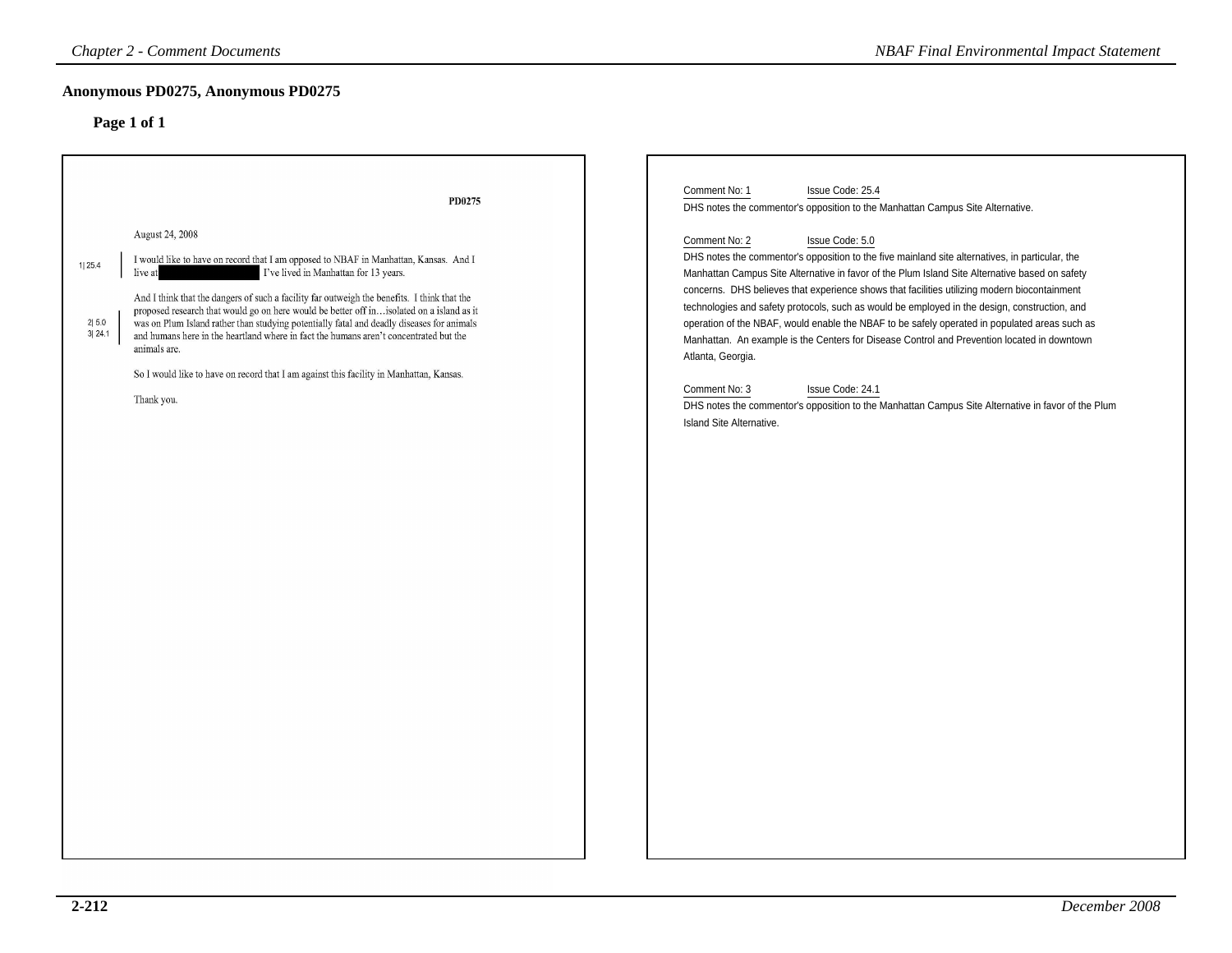## Anonymous PD0275, Anonymous PD0275

### Page 1 of 1

**PD0275**

August 24, 2008

1| 25.4

I would like to have on record that I am opposed to NBAF in Manhattan, Kansas. And I live at [REDACTED] I've lived in Manhattan for 13 years.

2| 5.0
3| 24.1

And I think that the dangers of such a facility far outweigh the benefits. I think that the proposed research that would go on here would be better off in…isolated on a island as it was on Plum Island rather than studying potentially fatal and deadly diseases for animals and humans here in the heartland where in fact the humans aren't concentrated but the animals are.

So I would like to have on record that I am against this facility in Manhattan, Kansas.

Thank you.

---

Comment No: 1 Issue Code: 25.4

DHS notes the commentor's opposition to the Manhattan Campus Site Alternative.

Comment No: 2 Issue Code: 5.0

DHS notes the commentor's opposition to the five mainland site alternatives, in particular, the Manhattan Campus Site Alternative in favor of the Plum Island Site Alternative based on safety concerns. DHS believes that experience shows that facilities utilizing modern biocontainment technologies and safety protocols, such as would be employed in the design, construction, and operation of the NBAF, would enable the NBAF to be safely operated in populated areas such as Manhattan. An example is the Centers for Disease Control and Prevention located in downtown Atlanta, Georgia.

Comment No: 3 Issue Code: 24.1

DHS notes the commentor's opposition to the Manhattan Campus Site Alternative in favor of the Plum Island Site Alternative.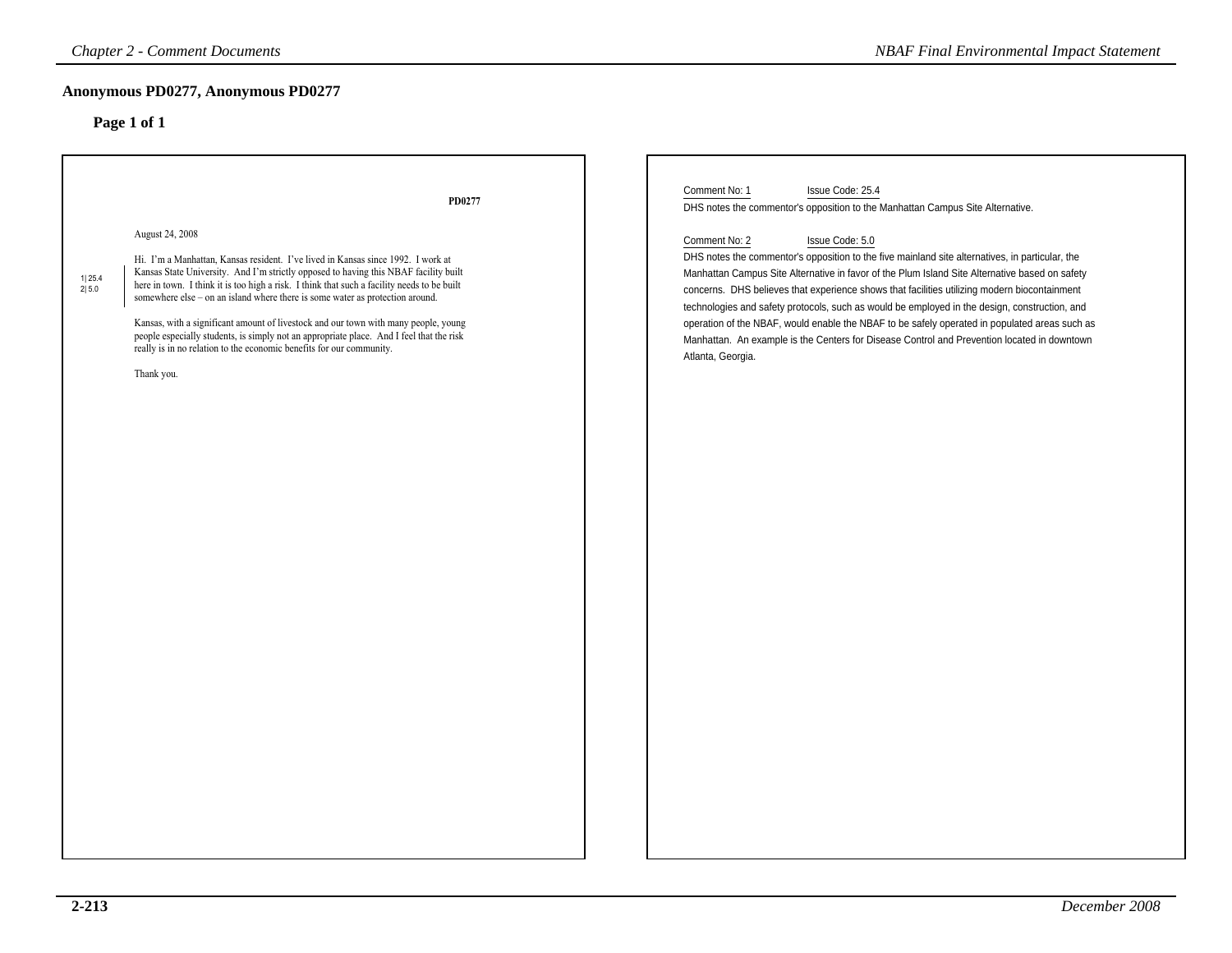## Anonymous PD0277, Anonymous PD0277

### Page 1 of 1

PD0277

August 24, 2008

1| 25.4
2| 5.0

Hi. I'm a Manhattan, Kansas resident. I've lived in Kansas since 1992. I work at Kansas State University. And I'm strictly opposed to having this NBAF facility built here in town. I think it is too high a risk. I think that such a facility needs to be built somewhere else – on an island where there is some water as protection around.

Kansas, with a significant amount of livestock and our town with many people, young people especially students, is simply not an appropriate place. And I feel that the risk really is in no relation to the economic benefits for our community.

Thank you.

Comment No: 1 Issue Code: 25.4

DHS notes the commentor's opposition to the Manhattan Campus Site Alternative.

Comment No: 2 Issue Code: 5.0

DHS notes the commentor's opposition to the five mainland site alternatives, in particular, the Manhattan Campus Site Alternative in favor of the Plum Island Site Alternative based on safety concerns. DHS believes that experience shows that facilities utilizing modern biocontainment technologies and safety protocols, such as would be employed in the design, construction, and operation of the NBAF, would enable the NBAF to be safely operated in populated areas such as Manhattan. An example is the Centers for Disease Control and Prevention located in downtown Atlanta, Georgia.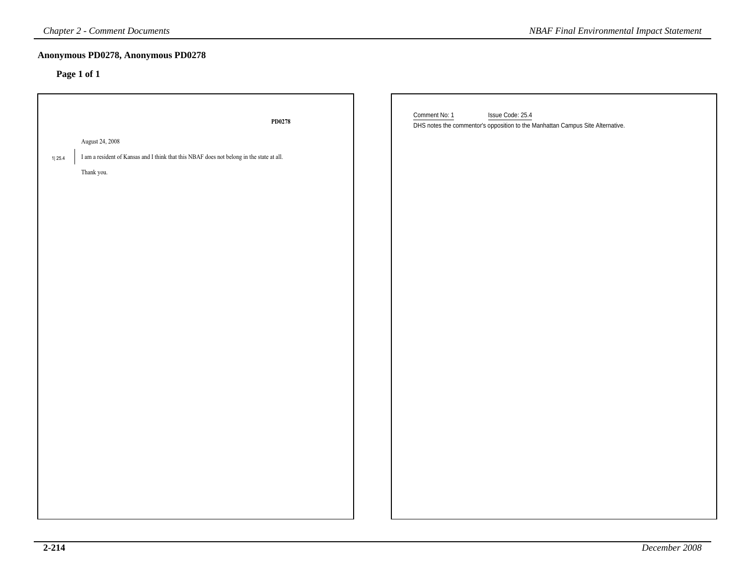## Anonymous PD0278, Anonymous PD0278

**Page 1 of 1**

**PD0278**

August 24, 2008

1| 25.4

I am a resident of Kansas and I think that this NBAF does not belong in the state at all.

Thank you.

Comment No: 1 Issue Code: 25.4

DHS notes the commentor's opposition to the Manhattan Campus Site Alternative.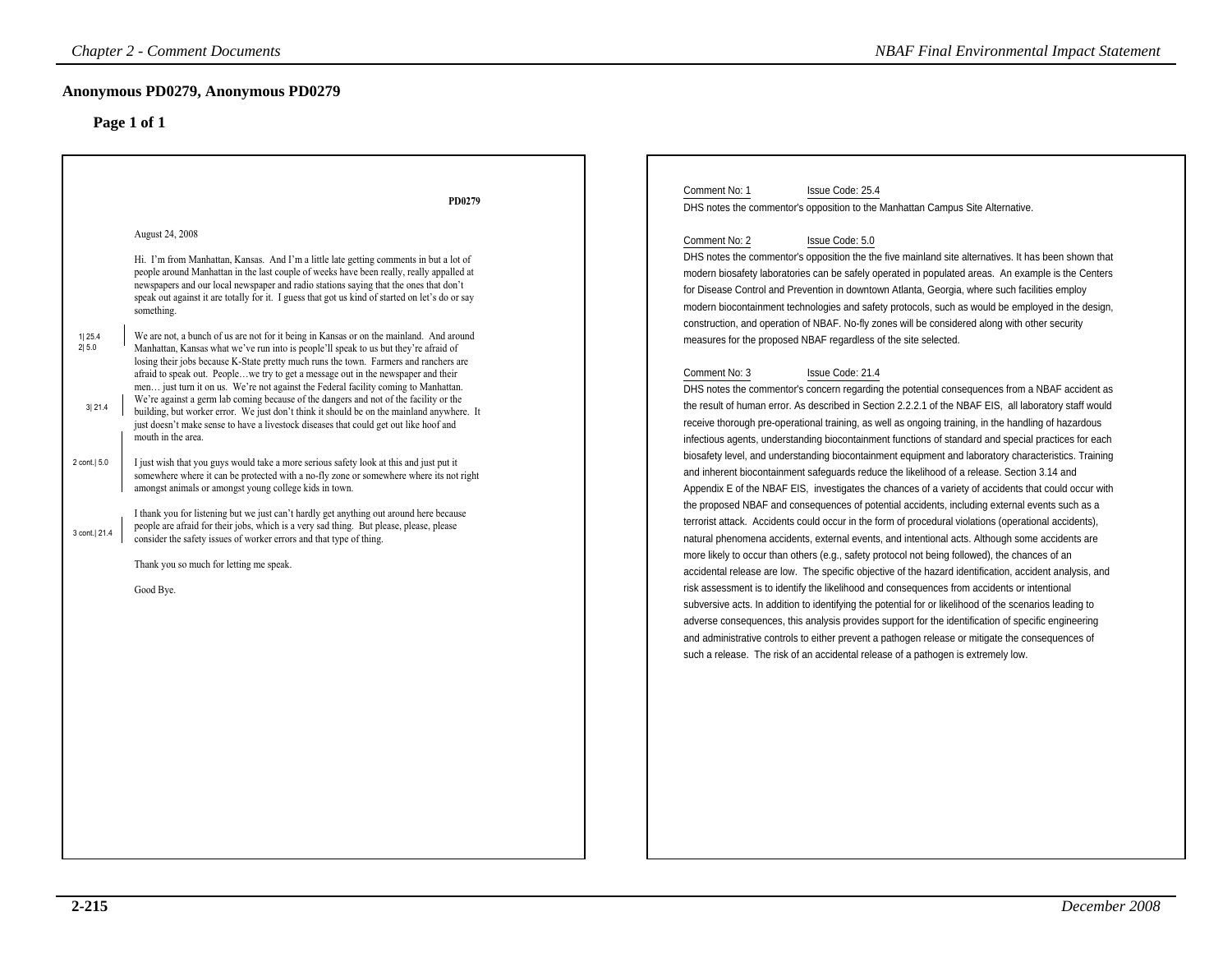## Anonymous PD0279, Anonymous PD0279

### Page 1 of 1

PD0279

August 24, 2008

Hi. I'm from Manhattan, Kansas. And I'm a little late getting comments in but a lot of people around Manhattan in the last couple of weeks have been really, really appalled at newspapers and our local newspaper and radio stations saying that the ones that don't speak out against it are totally for it. I guess that got us kind of started on let's do or say something.

1| 25.4
2| 5.0

We are not, a bunch of us are not for it being in Kansas or on the mainland. And around Manhattan, Kansas what we've run into is people'll speak to us but they're afraid of losing their jobs because K-State pretty much runs the town. Farmers and ranchers are afraid to speak out. People…we try to get a message out in the newspaper and their men… just turn it on us. We're not against the Federal facility coming to Manhattan.

3| 21.4

We're against a germ lab coming because of the dangers and not of the facility or the building, but worker error. We just don't think it should be on the mainland anywhere. It just doesn't make sense to have a livestock diseases that could get out like hoof and mouth in the area.

2 cont.| 5.0

I just wish that you guys would take a more serious safety look at this and just put it somewhere where it can be protected with a no-fly zone or somewhere where its not right amongst animals or amongst young college kids in town.

3 cont.| 21.4

I thank you for listening but we just can't hardly get anything out around here because people are afraid for their jobs, which is a very sad thing. But please, please, please consider the safety issues of worker errors and that type of thing.

Thank you so much for letting me speak.

Good Bye.

Comment No: 1 Issue Code: 25.4

DHS notes the commentor's opposition to the Manhattan Campus Site Alternative.

Comment No: 2 Issue Code: 5.0

DHS notes the commentor's opposition the the five mainland site alternatives. It has been shown that modern biosafety laboratories can be safely operated in populated areas. An example is the Centers for Disease Control and Prevention in downtown Atlanta, Georgia, where such facilities employ modern biocontainment technologies and safety protocols, such as would be employed in the design, construction, and operation of NBAF. No-fly zones will be considered along with other security measures for the proposed NBAF regardless of the site selected.

Comment No: 3 Issue Code: 21.4

DHS notes the commentor's concern regarding the potential consequences from a NBAF accident as the result of human error. As described in Section 2.2.2.1 of the NBAF EIS, all laboratory staff would receive thorough pre-operational training, as well as ongoing training, in the handling of hazardous infectious agents, understanding biocontainment functions of standard and special practices for each biosafety level, and understanding biocontainment equipment and laboratory characteristics. Training and inherent biocontainment safeguards reduce the likelihood of a release. Section 3.14 and Appendix E of the NBAF EIS, investigates the chances of a variety of accidents that could occur with the proposed NBAF and consequences of potential accidents, including external events such as a terrorist attack. Accidents could occur in the form of procedural violations (operational accidents), natural phenomena accidents, external events, and intentional acts. Although some accidents are more likely to occur than others (e.g., safety protocol not being followed), the chances of an accidental release are low. The specific objective of the hazard identification, accident analysis, and risk assessment is to identify the likelihood and consequences from accidents or intentional subversive acts. In addition to identifying the potential for or likelihood of the scenarios leading to adverse consequences, this analysis provides support for the identification of specific engineering and administrative controls to either prevent a pathogen release or mitigate the consequences of such a release. The risk of an accidental release of a pathogen is extremely low.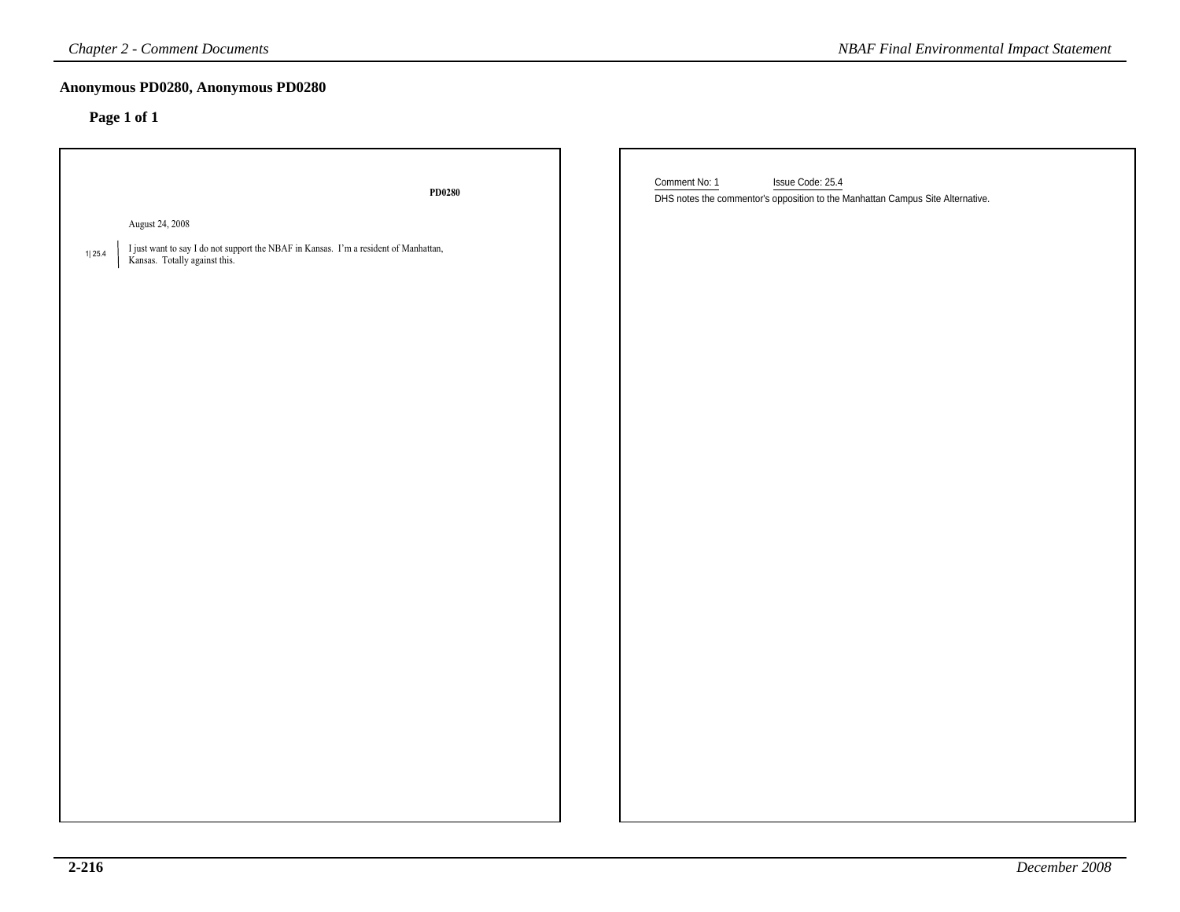## Anonymous PD0280, Anonymous PD0280

**Page 1 of 1**

**PD0280**

August 24, 2008

1| 25.4 I just want to say I do not support the NBAF in Kansas. I'm a resident of Manhattan, Kansas. Totally against this.

Comment No: 1 Issue Code: 25.4

DHS notes the commentor's opposition to the Manhattan Campus Site Alternative.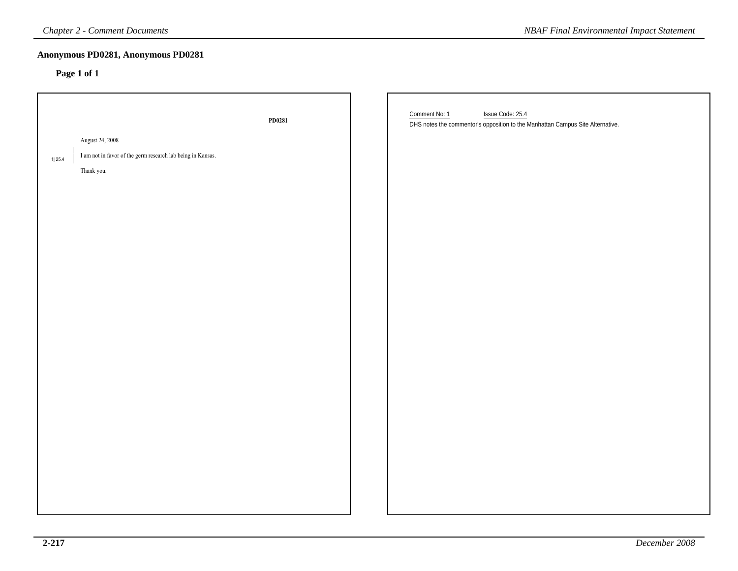## Anonymous PD0281, Anonymous PD0281

### Page 1 of 1

PD0281

August 24, 2008

1| 25.4 I am not in favor of the germ research lab being in Kansas.

Thank you.

Comment No: 1 Issue Code: 25.4

DHS notes the commentor's opposition to the Manhattan Campus Site Alternative.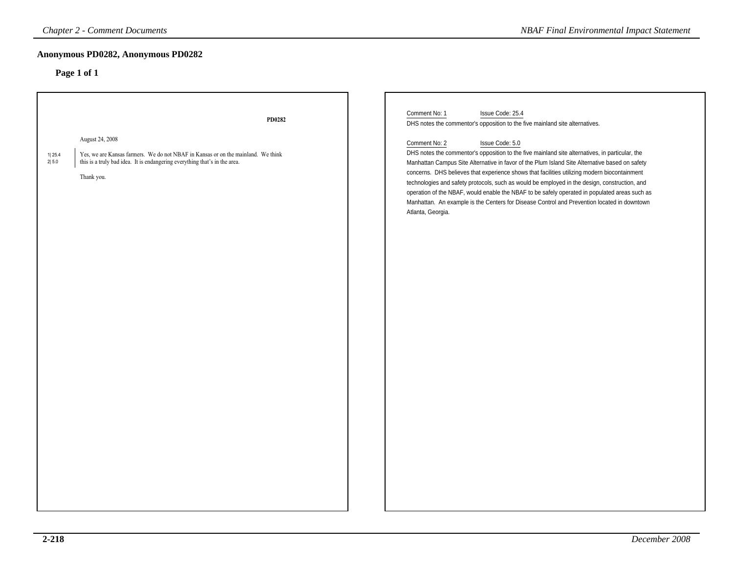## Anonymous PD0282, Anonymous PD0282

**Page 1 of 1**

PD0282

August 24, 2008

1| 25.4
2| 5.0

Yes, we are Kansas farmers. We do not NBAF in Kansas or on the mainland. We think this is a truly bad idea. It is endangering everything that's in the area.

Thank you.

Comment No: 1 Issue Code: 25.4

DHS notes the commentor's opposition to the five mainland site alternatives.

Comment No: 2 Issue Code: 5.0

DHS notes the commentor's opposition to the five mainland site alternatives, in particular, the Manhattan Campus Site Alternative in favor of the Plum Island Site Alternative based on safety concerns. DHS believes that experience shows that facilities utilizing modern biocontainment technologies and safety protocols, such as would be employed in the design, construction, and operation of the NBAF, would enable the NBAF to be safely operated in populated areas such as Manhattan. An example is the Centers for Disease Control and Prevention located in downtown Atlanta, Georgia.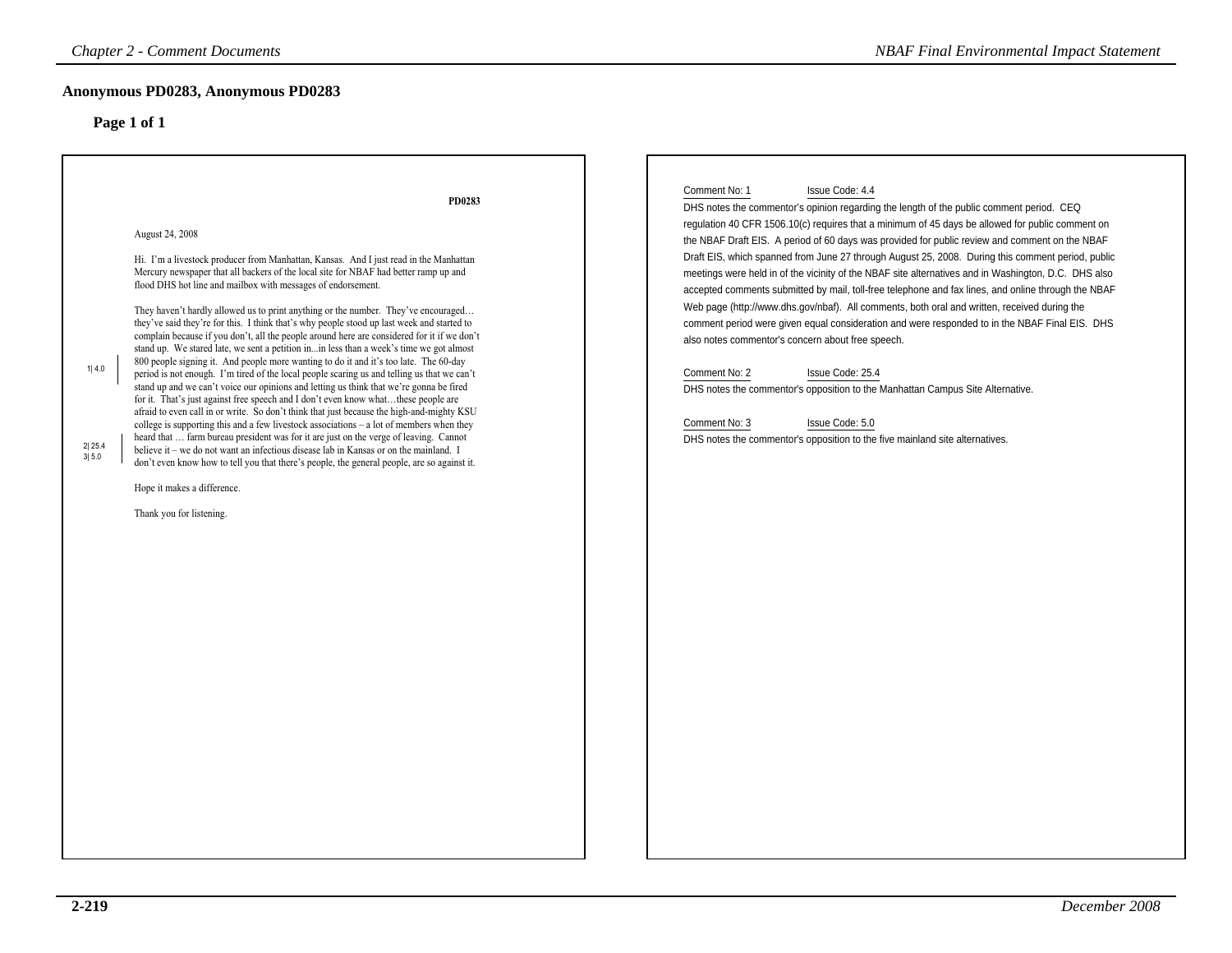## Anonymous PD0283, Anonymous PD0283

### Page 1 of 1

**PD0283**

August 24, 2008

Hi. I'm a livestock producer from Manhattan, Kansas. And I just read in the Manhattan Mercury newspaper that all backers of the local site for NBAF had better ramp up and flood DHS hot line and mailbox with messages of endorsement.

They haven't hardly allowed us to print anything or the number. They've encouraged… they've said they're for this. I think that's why people stood up last week and started to complain because if you don't, all the people around here are considered for it if we don't stand up. We stared late, we sent a petition in...in less than a week's time we got almost 800 people signing it. And people more wanting to do it and it's too late. The 60-day period is not enough. I'm tired of the local people scaring us and telling us that we can't stand up and we can't voice our opinions and letting us think that we're gonna be fired for it. That's just against free speech and I don't even know what…these people are afraid to even call in or write. So don't think that just because the high-and-mighty KSU college is supporting this and a few livestock associations – a lot of members when they heard that … farm bureau president was for it are just on the verge of leaving. Cannot believe it – we do not want an infectious disease lab in Kansas or on the mainland. I don't even know how to tell you that there's people, the general people, are so against it.

1| 4.0

2| 25.4

3| 5.0

Hope it makes a difference.

Thank you for listening.

Comment No: 1 Issue Code: 4.4

DHS notes the commentor's opinion regarding the length of the public comment period. CEQ regulation 40 CFR 1506.10(c) requires that a minimum of 45 days be allowed for public comment on the NBAF Draft EIS. A period of 60 days was provided for public review and comment on the NBAF Draft EIS, which spanned from June 27 through August 25, 2008. During this comment period, public meetings were held in of the vicinity of the NBAF site alternatives and in Washington, D.C. DHS also accepted comments submitted by mail, toll-free telephone and fax lines, and online through the NBAF Web page (http://www.dhs.gov/nbaf). All comments, both oral and written, received during the comment period were given equal consideration and were responded to in the NBAF Final EIS. DHS also notes commentor's concern about free speech.

Comment No: 2 Issue Code: 25.4

DHS notes the commentor's opposition to the Manhattan Campus Site Alternative.

Comment No: 3 Issue Code: 5.0

DHS notes the commentor's opposition to the five mainland site alternatives.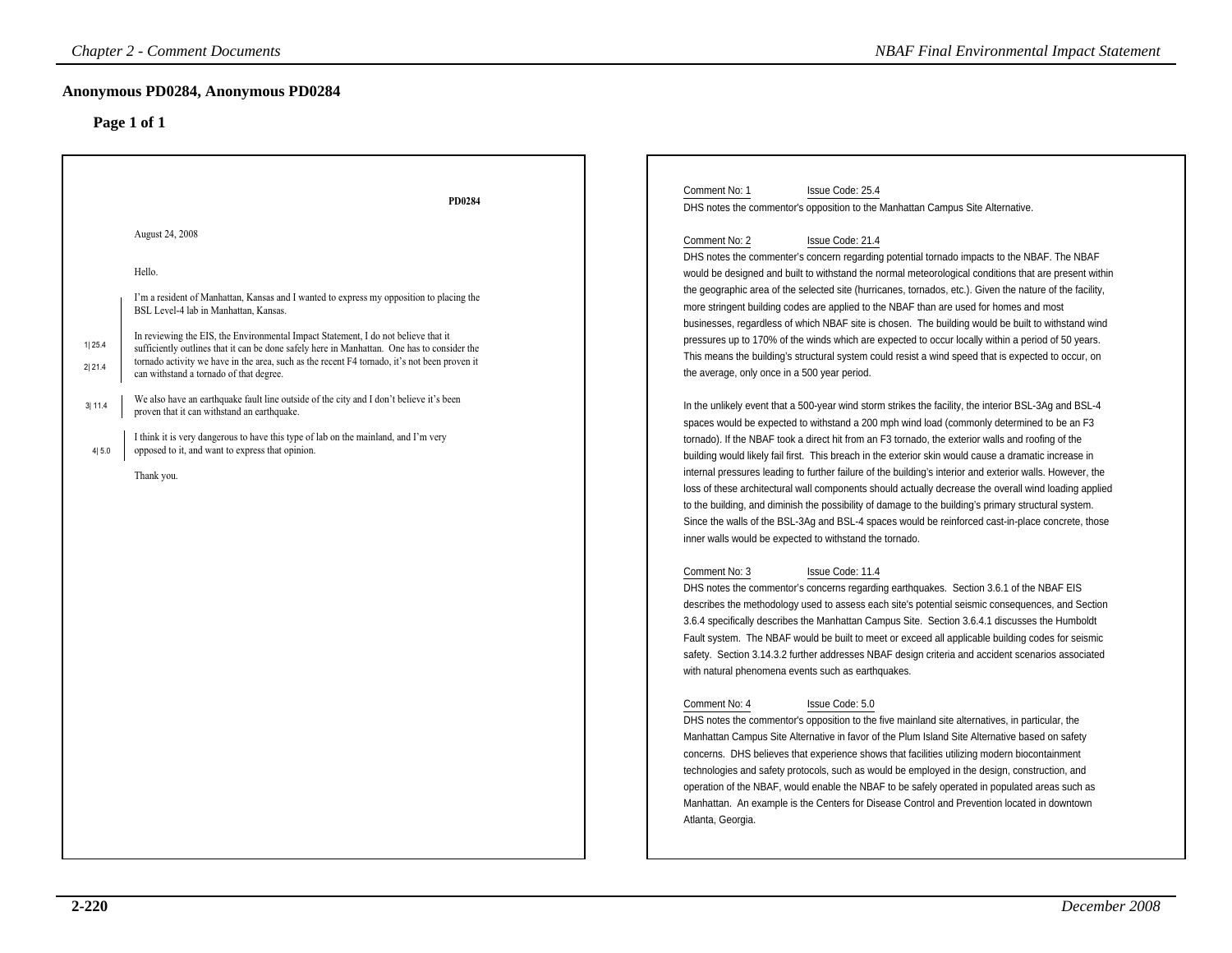## Anonymous PD0284, Anonymous PD0284

### Page 1 of 1

**PD0284**

August 24, 2008

Hello.

I'm a resident of Manhattan, Kansas and I wanted to express my opposition to placing the BSL Level-4 lab in Manhattan, Kansas.

1|25.4
2|21.4

In reviewing the EIS, the Environmental Impact Statement, I do not believe that it sufficiently outlines that it can be done safely here in Manhattan. One has to consider the tornado activity we have in the area, such as the recent F4 tornado, it's not been proven it can withstand a tornado of that degree.

3|11.4

We also have an earthquake fault line outside of the city and I don't believe it's been proven that it can withstand an earthquake.

4|5.0

I think it is very dangerous to have this type of lab on the mainland, and I'm very opposed to it, and want to express that opinion.

Thank you.

---

Comment No: 1 Issue Code: 25.4

DHS notes the commentor's opposition to the Manhattan Campus Site Alternative.

Comment No: 2 Issue Code: 21.4

DHS notes the commenter's concern regarding potential tornado impacts to the NBAF. The NBAF would be designed and built to withstand the normal meteorological conditions that are present within the geographic area of the selected site (hurricanes, tornados, etc.). Given the nature of the facility, more stringent building codes are applied to the NBAF than are used for homes and most businesses, regardless of which NBAF site is chosen. The building would be built to withstand wind pressures up to 170% of the winds which are expected to occur locally within a period of 50 years. This means the building's structural system could resist a wind speed that is expected to occur, on the average, only once in a 500 year period.

In the unlikely event that a 500-year wind storm strikes the facility, the interior BSL-3Ag and BSL-4 spaces would be expected to withstand a 200 mph wind load (commonly determined to be an F3 tornado). If the NBAF took a direct hit from an F3 tornado, the exterior walls and roofing of the building would likely fail first. This breach in the exterior skin would cause a dramatic increase in internal pressures leading to further failure of the building's interior and exterior walls. However, the loss of these architectural wall components should actually decrease the overall wind loading applied to the building, and diminish the possibility of damage to the building's primary structural system. Since the walls of the BSL-3Ag and BSL-4 spaces would be reinforced cast-in-place concrete, those inner walls would be expected to withstand the tornado.

Comment No: 3 Issue Code: 11.4

DHS notes the commentor's concerns regarding earthquakes. Section 3.6.1 of the NBAF EIS describes the methodology used to assess each site's potential seismic consequences, and Section 3.6.4 specifically describes the Manhattan Campus Site. Section 3.6.4.1 discusses the Humboldt Fault system. The NBAF would be built to meet or exceed all applicable building codes for seismic safety. Section 3.14.3.2 further addresses NBAF design criteria and accident scenarios associated with natural phenomena events such as earthquakes.

Comment No: 4 Issue Code: 5.0

DHS notes the commentor's opposition to the five mainland site alternatives, in particular, the Manhattan Campus Site Alternative in favor of the Plum Island Site Alternative based on safety concerns. DHS believes that experience shows that facilities utilizing modern biocontainment technologies and safety protocols, such as would be employed in the design, construction, and operation of the NBAF, would enable the NBAF to be safely operated in populated areas such as Manhattan. An example is the Centers for Disease Control and Prevention located in downtown Atlanta, Georgia.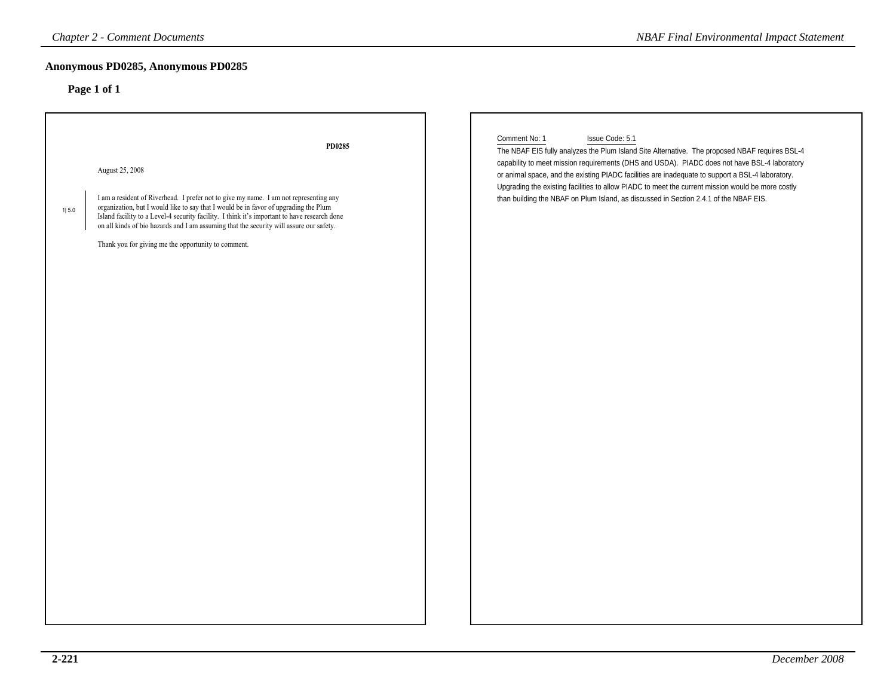## Anonymous PD0285, Anonymous PD0285

**Page 1 of 1**

**PD0285**

August 25, 2008

1| 5.0

I am a resident of Riverhead. I prefer not to give my name. I am not representing any organization, but I would like to say that I would be in favor of upgrading the Plum Island facility to a Level-4 security facility. I think it's important to have research done on all kinds of bio hazards and I am assuming that the security will assure our safety.

Thank you for giving me the opportunity to comment.

Comment No: 1 Issue Code: 5.1

The NBAF EIS fully analyzes the Plum Island Site Alternative. The proposed NBAF requires BSL-4 capability to meet mission requirements (DHS and USDA). PIADC does not have BSL-4 laboratory or animal space, and the existing PIADC facilities are inadequate to support a BSL-4 laboratory. Upgrading the existing facilities to allow PIADC to meet the current mission would be more costly than building the NBAF on Plum Island, as discussed in Section 2.4.1 of the NBAF EIS.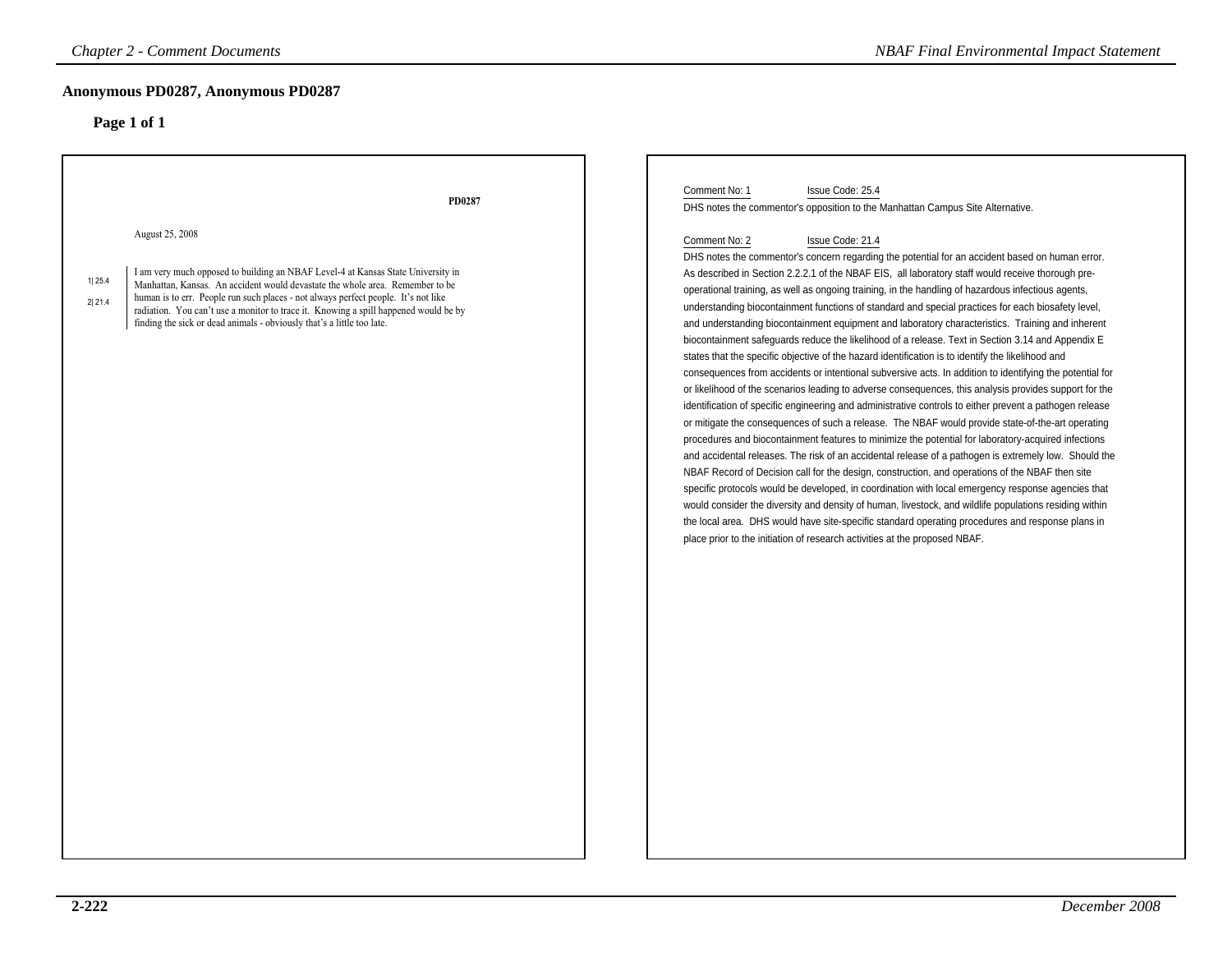## Anonymous PD0287, Anonymous PD0287

### Page 1 of 1

PD0287

August 25, 2008

1| 25.4 I am very much opposed to building an NBAF Level-4 at Kansas State University in Manhattan, Kansas. An accident would devastate the whole area.

2| 21.4 Remember to be human is to err. People run such places - not always perfect people. It's not like radiation. You can't use a monitor to trace it. Knowing a spill happened would be by finding the sick or dead animals - obviously that's a little too late.

Comment No: 1 Issue Code: 25.4

DHS notes the commentor's opposition to the Manhattan Campus Site Alternative.

Comment No: 2 Issue Code: 21.4

DHS notes the commentor's concern regarding the potential for an accident based on human error. As described in Section 2.2.2.1 of the NBAF EIS, all laboratory staff would receive thorough pre-operational training, as well as ongoing training, in the handling of hazardous infectious agents, understanding biocontainment functions of standard and special practices for each biosafety level, and understanding biocontainment equipment and laboratory characteristics. Training and inherent biocontainment safeguards reduce the likelihood of a release. Text in Section 3.14 and Appendix E states that the specific objective of the hazard identification is to identify the likelihood and consequences from accidents or intentional subversive acts. In addition to identifying the potential for or likelihood of the scenarios leading to adverse consequences, this analysis provides support for the identification of specific engineering and administrative controls to either prevent a pathogen release or mitigate the consequences of such a release. The NBAF would provide state-of-the-art operating procedures and biocontainment features to minimize the potential for laboratory-acquired infections and accidental releases. The risk of an accidental release of a pathogen is extremely low. Should the NBAF Record of Decision call for the design, construction, and operations of the NBAF then site specific protocols would be developed, in coordination with local emergency response agencies that would consider the diversity and density of human, livestock, and wildlife populations residing within the local area. DHS would have site-specific standard operating procedures and response plans in place prior to the initiation of research activities at the proposed NBAF.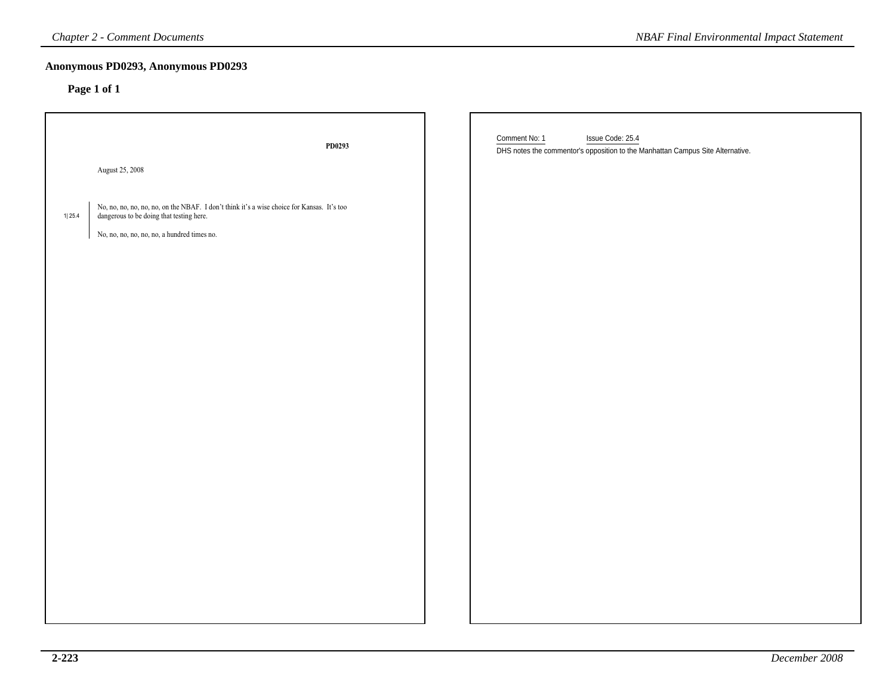## Anonymous PD0293, Anonymous PD0293

### Page 1 of 1

PD0293

August 25, 2008

1| 25.4

No, no, no, no, no, no, on the NBAF. I don't think it's a wise choice for Kansas. It's too dangerous to be doing that testing here.

No, no, no, no, no, no, a hundred times no.

Comment No: 1 Issue Code: 25.4

DHS notes the commentor's opposition to the Manhattan Campus Site Alternative.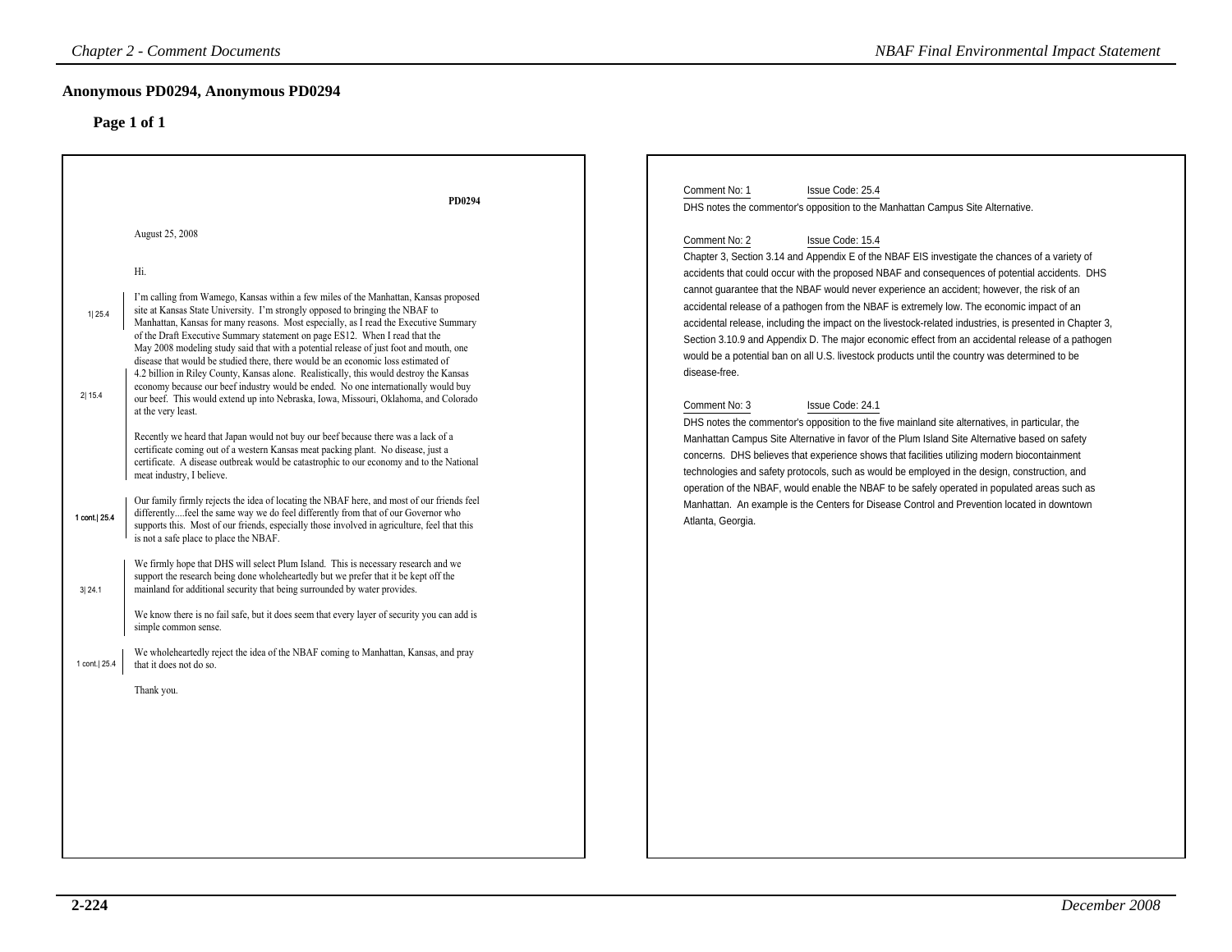## Anonymous PD0294, Anonymous PD0294

### Page 1 of 1

PD0294

August 25, 2008

Hi.

1| 25.4 — I'm calling from Wamego, Kansas within a few miles of the Manhattan, Kansas proposed site at Kansas State University. I'm strongly opposed to bringing the NBAF to Manhattan, Kansas for many reasons. Most especially, as I read the Executive Summary of the Draft Executive Summary statement on page ES12. When I read that the May 2008 modeling study said that with a potential release of just foot and mouth, one disease that would be studied there, there would be an economic loss estimated of

2| 15.4 — 4.2 billion in Riley County, Kansas alone. Realistically, this would destroy the Kansas economy because our beef industry would be ended. No one internationally would buy our beef. This would extend up into Nebraska, Iowa, Missouri, Oklahoma, and Colorado at the very least.

Recently we heard that Japan would not buy our beef because there was a lack of a certificate coming out of a western Kansas meat packing plant. No disease, just a certificate. A disease outbreak would be catastrophic to our economy and to the National meat industry, I believe.

1 cont.| 25.4 — Our family firmly rejects the idea of locating the NBAF here, and most of our friends feel differently....feel the same way we do feel differently from that of our Governor who supports this. Most of our friends, especially those involved in agriculture, feel that this is not a safe place to place the NBAF.

3| 24.1 — We firmly hope that DHS will select Plum Island. This is necessary research and we support the research being done wholeheartedly but we prefer that it be kept off the mainland for additional security that being surrounded by water provides.

We know there is no fail safe, but it does seem that every layer of security you can add is simple common sense.

1 cont.| 25.4 — We wholeheartedly reject the idea of the NBAF coming to Manhattan, Kansas, and pray that it does not do so.

Thank you.

---

Comment No: 1 Issue Code: 25.4

DHS notes the commentor's opposition to the Manhattan Campus Site Alternative.

Comment No: 2 Issue Code: 15.4

Chapter 3, Section 3.14 and Appendix E of the NBAF EIS investigate the chances of a variety of accidents that could occur with the proposed NBAF and consequences of potential accidents. DHS cannot guarantee that the NBAF would never experience an accident; however, the risk of an accidental release of a pathogen from the NBAF is extremely low. The economic impact of an accidental release, including the impact on the livestock-related industries, is presented in Chapter 3, Section 3.10.9 and Appendix D. The major economic effect from an accidental release of a pathogen would be a potential ban on all U.S. livestock products until the country was determined to be disease-free.

Comment No: 3 Issue Code: 24.1

DHS notes the commentor's opposition to the five mainland site alternatives, in particular, the Manhattan Campus Site Alternative in favor of the Plum Island Site Alternative based on safety concerns. DHS believes that experience shows that facilities utilizing modern biocontainment technologies and safety protocols, such as would be employed in the design, construction, and operation of the NBAF, would enable the NBAF to be safely operated in populated areas such as Manhattan. An example is the Centers for Disease Control and Prevention located in downtown Atlanta, Georgia.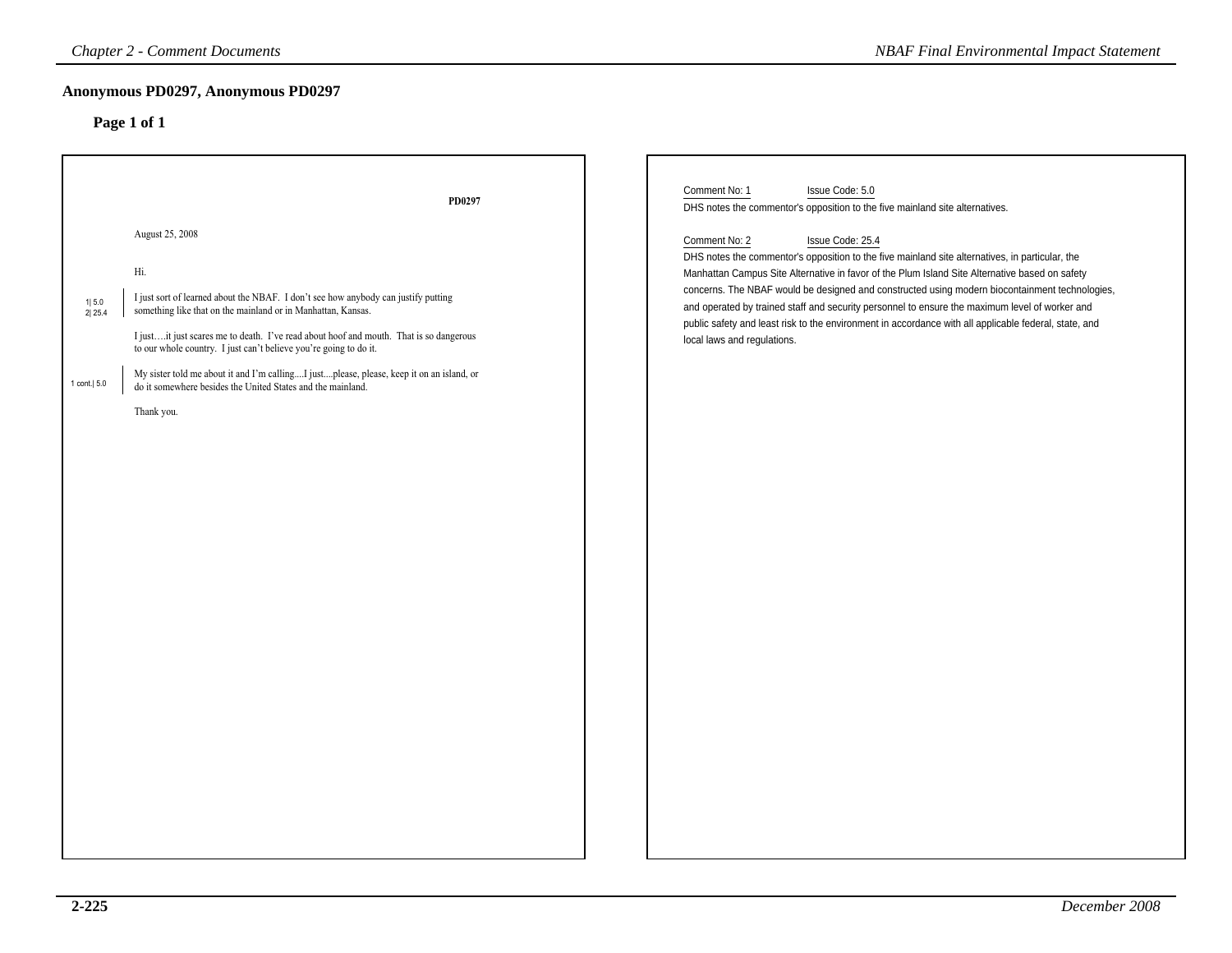## Anonymous PD0297, Anonymous PD0297

### Page 1 of 1

PD0297

August 25, 2008

Hi.

1| 5.0
2| 25.4

I just sort of learned about the NBAF. I don't see how anybody can justify putting something like that on the mainland or in Manhattan, Kansas.

I just….it just scares me to death. I've read about hoof and mouth. That is so dangerous to our whole country. I just can't believe you're going to do it.

1 cont.| 5.0

My sister told me about it and I'm calling....I just....please, please, keep it on an island, or do it somewhere besides the United States and the mainland.

Thank you.

Comment No: 1 Issue Code: 5.0

DHS notes the commentor's opposition to the five mainland site alternatives.

Comment No: 2 Issue Code: 25.4

DHS notes the commentor's opposition to the five mainland site alternatives, in particular, the Manhattan Campus Site Alternative in favor of the Plum Island Site Alternative based on safety concerns. The NBAF would be designed and constructed using modern biocontainment technologies, and operated by trained staff and security personnel to ensure the maximum level of worker and public safety and least risk to the environment in accordance with all applicable federal, state, and local laws and regulations.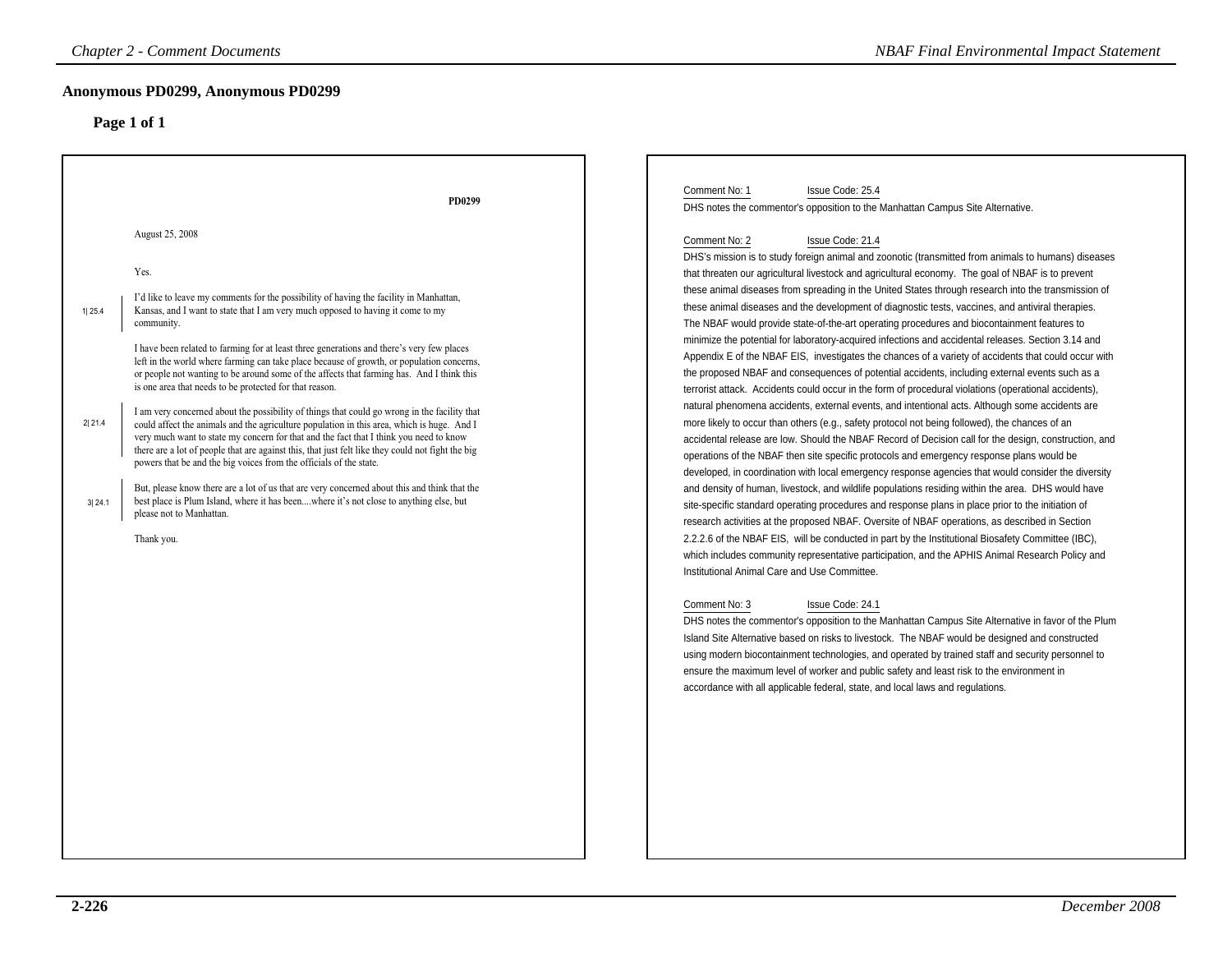## Anonymous PD0299, Anonymous PD0299

### Page 1 of 1

PD0299

August 25, 2008

Yes.

1| 25.4 I'd like to leave my comments for the possibility of having the facility in Manhattan, Kansas, and I want to state that I am very much opposed to having it come to my community.

I have been related to farming for at least three generations and there's very few places left in the world where farming can take place because of growth, or population concerns, or people not wanting to be around some of the affects that farming has. And I think this is one area that needs to be protected for that reason.

2| 21.4 I am very concerned about the possibility of things that could go wrong in the facility that could affect the animals and the agriculture population in this area, which is huge. And I very much want to state my concern for that and the fact that I think you need to know there are a lot of people that are against this, that just felt like they could not fight the big powers that be and the big voices from the officials of the state.

3| 24.1 But, please know there are a lot of us that are very concerned about this and think that the best place is Plum Island, where it has been....where it's not close to anything else, but please not to Manhattan.

Thank you.

Comment No: 1 Issue Code: 25.4

DHS notes the commentor's opposition to the Manhattan Campus Site Alternative.

Comment No: 2 Issue Code: 21.4

DHS's mission is to study foreign animal and zoonotic (transmitted from animals to humans) diseases that threaten our agricultural livestock and agricultural economy. The goal of NBAF is to prevent these animal diseases from spreading in the United States through research into the transmission of these animal diseases and the development of diagnostic tests, vaccines, and antiviral therapies. The NBAF would provide state-of-the-art operating procedures and biocontainment features to minimize the potential for laboratory-acquired infections and accidental releases. Section 3.14 and Appendix E of the NBAF EIS, investigates the chances of a variety of accidents that could occur with the proposed NBAF and consequences of potential accidents, including external events such as a terrorist attack. Accidents could occur in the form of procedural violations (operational accidents), natural phenomena accidents, external events, and intentional acts. Although some accidents are more likely to occur than others (e.g., safety protocol not being followed), the chances of an accidental release are low. Should the NBAF Record of Decision call for the design, construction, and operations of the NBAF then site specific protocols and emergency response plans would be developed, in coordination with local emergency response agencies that would consider the diversity and density of human, livestock, and wildlife populations residing within the area. DHS would have site-specific standard operating procedures and response plans in place prior to the initiation of research activities at the proposed NBAF. Oversite of NBAF operations, as described in Section 2.2.2.6 of the NBAF EIS, will be conducted in part by the Institutional Biosafety Committee (IBC), which includes community representative participation, and the APHIS Animal Research Policy and Institutional Animal Care and Use Committee.

Comment No: 3 Issue Code: 24.1

DHS notes the commentor's opposition to the Manhattan Campus Site Alternative in favor of the Plum Island Site Alternative based on risks to livestock. The NBAF would be designed and constructed using modern biocontainment technologies, and operated by trained staff and security personnel to ensure the maximum level of worker and public safety and least risk to the environment in accordance with all applicable federal, state, and local laws and regulations.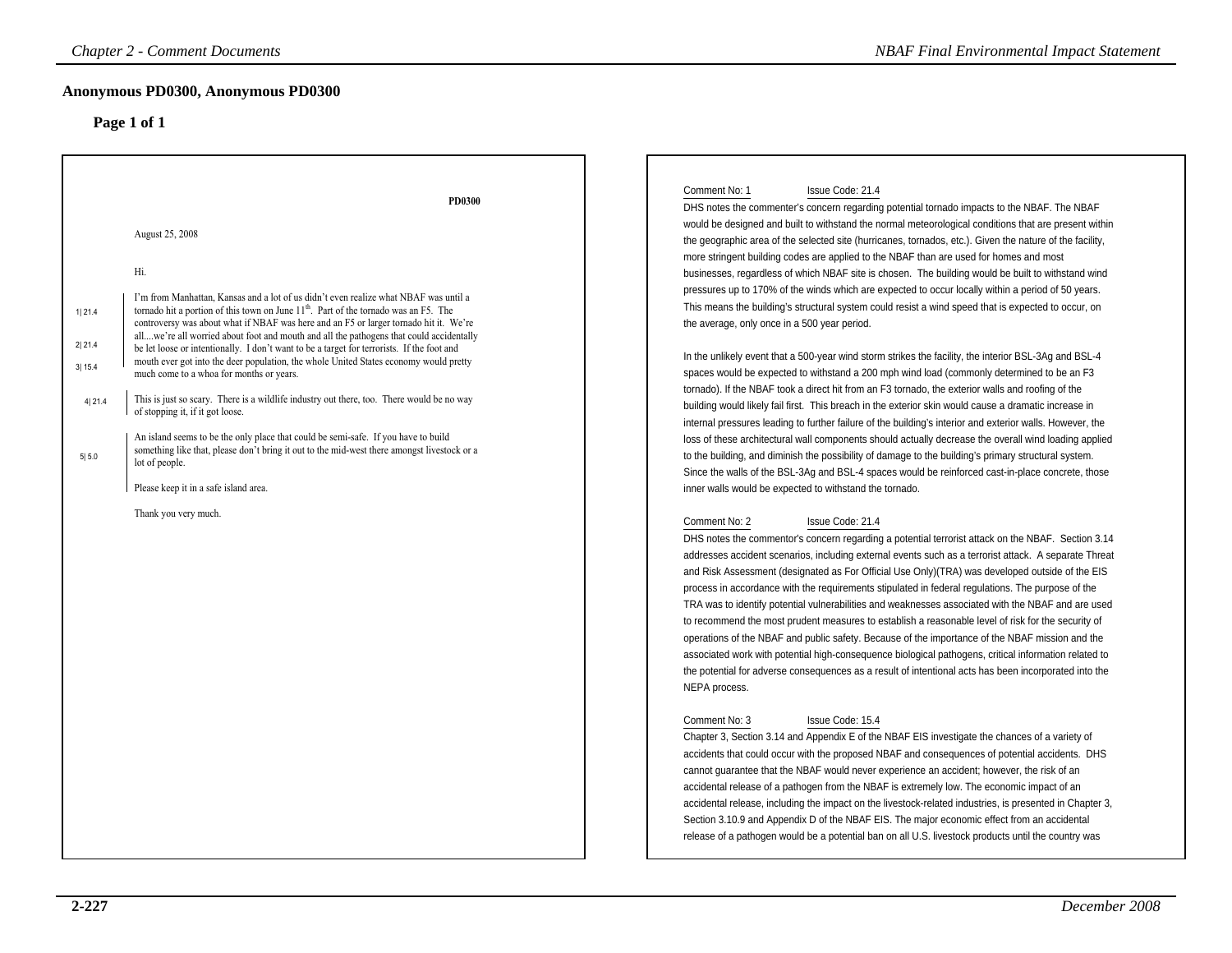## Anonymous PD0300, Anonymous PD0300

### Page 1 of 1

PD0300

August 25, 2008

Hi.

1| 21.4 I'm from Manhattan, Kansas and a lot of us didn't even realize what NBAF was until a tornado hit a portion of this town on June 11th. Part of the tornado was an F5. The controversy was about what if NBAF was here and an F5 or larger tornado hit it. We're all....we're all worried about foot and mouth and all the pathogens that could accidentally be let loose or intentionally. 2| 21.4 I don't want to be a target for terrorists. 3| 15.4 If the foot and mouth ever got into the deer population, the whole United States economy would pretty much come to a whoa for months or years.

4| 21.4 This is just so scary. There is a wildlife industry out there, too. There would be no way of stopping it, if it got loose.

5| 5.0 An island seems to be the only place that could be semi-safe. If you have to build something like that, please don't bring it out to the mid-west there amongst livestock or a lot of people.

Please keep it in a safe island area.

Thank you very much.

Comment No: 1 Issue Code: 21.4

DHS notes the commenter's concern regarding potential tornado impacts to the NBAF. The NBAF would be designed and built to withstand the normal meteorological conditions that are present within the geographic area of the selected site (hurricanes, tornados, etc.). Given the nature of the facility, more stringent building codes are applied to the NBAF than are used for homes and most businesses, regardless of which NBAF site is chosen. The building would be built to withstand wind pressures up to 170% of the winds which are expected to occur locally within a period of 50 years. This means the building's structural system could resist a wind speed that is expected to occur, on the average, only once in a 500 year period.

In the unlikely event that a 500-year wind storm strikes the facility, the interior BSL-3Ag and BSL-4 spaces would be expected to withstand a 200 mph wind load (commonly determined to be an F3 tornado). If the NBAF took a direct hit from an F3 tornado, the exterior walls and roofing of the building would likely fail first. This breach in the exterior skin would cause a dramatic increase in internal pressures leading to further failure of the building's interior and exterior walls. However, the loss of these architectural wall components should actually decrease the overall wind loading applied to the building, and diminish the possibility of damage to the building's primary structural system. Since the walls of the BSL-3Ag and BSL-4 spaces would be reinforced cast-in-place concrete, those inner walls would be expected to withstand the tornado.

Comment No: 2 Issue Code: 21.4

DHS notes the commentor's concern regarding a potential terrorist attack on the NBAF. Section 3.14 addresses accident scenarios, including external events such as a terrorist attack. A separate Threat and Risk Assessment (designated as For Official Use Only)(TRA) was developed outside of the EIS process in accordance with the requirements stipulated in federal regulations. The purpose of the TRA was to identify potential vulnerabilities and weaknesses associated with the NBAF and are used to recommend the most prudent measures to establish a reasonable level of risk for the security of operations of the NBAF and public safety. Because of the importance of the NBAF mission and the associated work with potential high-consequence biological pathogens, critical information related to the potential for adverse consequences as a result of intentional acts has been incorporated into the NEPA process.

Comment No: 3 Issue Code: 15.4

Chapter 3, Section 3.14 and Appendix E of the NBAF EIS investigate the chances of a variety of accidents that could occur with the proposed NBAF and consequences of potential accidents. DHS cannot guarantee that the NBAF would never experience an accident; however, the risk of an accidental release of a pathogen from the NBAF is extremely low. The economic impact of an accidental release, including the impact on the livestock-related industries, is presented in Chapter 3, Section 3.10.9 and Appendix D of the NBAF EIS. The major economic effect from an accidental release of a pathogen would be a potential ban on all U.S. livestock products until the country was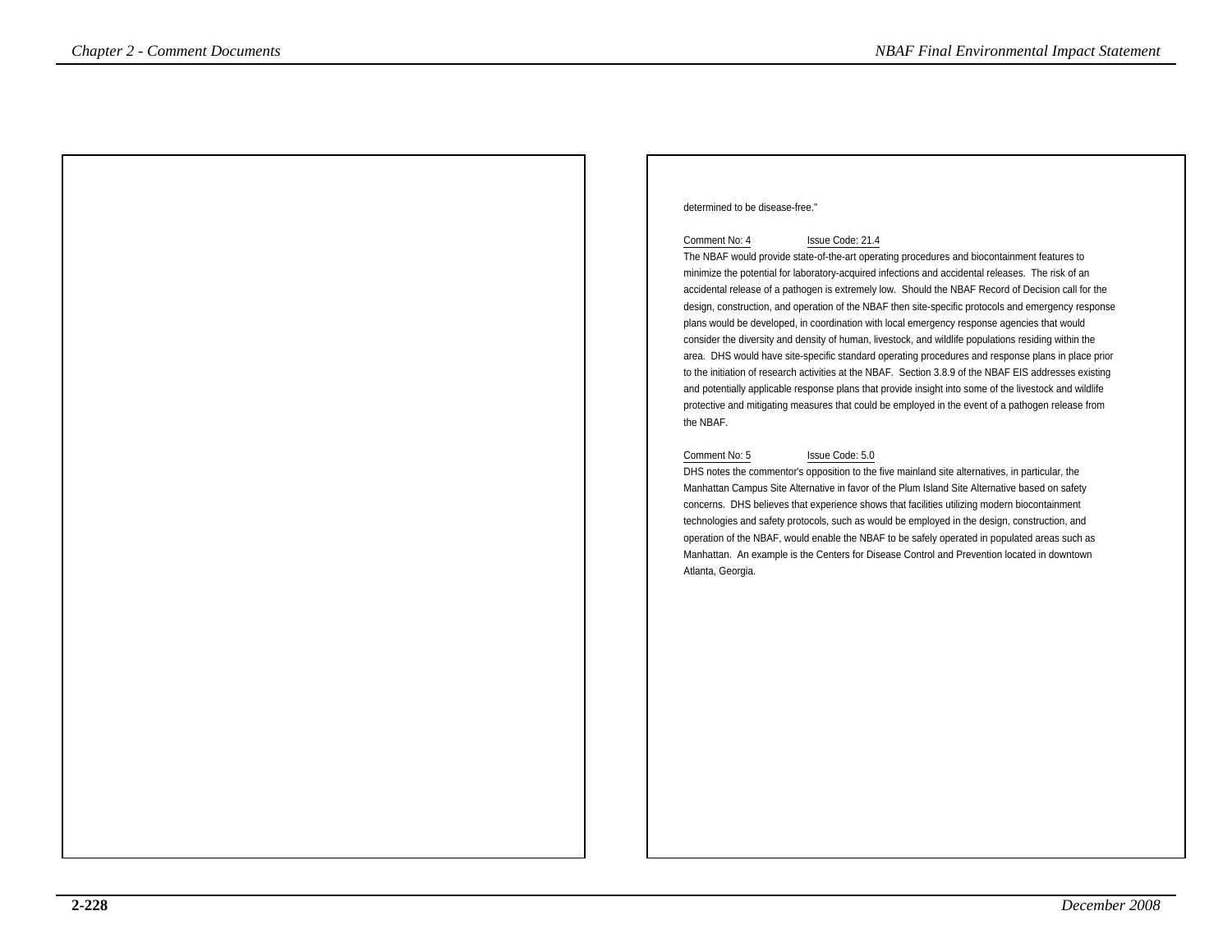determined to be disease-free."

Comment No: 4 Issue Code: 21.4

The NBAF would provide state-of-the-art operating procedures and biocontainment features to minimize the potential for laboratory-acquired infections and accidental releases. The risk of an accidental release of a pathogen is extremely low. Should the NBAF Record of Decision call for the design, construction, and operation of the NBAF then site-specific protocols and emergency response plans would be developed, in coordination with local emergency response agencies that would consider the diversity and density of human, livestock, and wildlife populations residing within the area. DHS would have site-specific standard operating procedures and response plans in place prior to the initiation of research activities at the NBAF. Section 3.8.9 of the NBAF EIS addresses existing and potentially applicable response plans that provide insight into some of the livestock and wildlife protective and mitigating measures that could be employed in the event of a pathogen release from the NBAF.

Comment No: 5 Issue Code: 5.0

DHS notes the commentor's opposition to the five mainland site alternatives, in particular, the Manhattan Campus Site Alternative in favor of the Plum Island Site Alternative based on safety concerns. DHS believes that experience shows that facilities utilizing modern biocontainment technologies and safety protocols, such as would be employed in the design, construction, and operation of the NBAF, would enable the NBAF to be safely operated in populated areas such as Manhattan. An example is the Centers for Disease Control and Prevention located in downtown Atlanta, Georgia.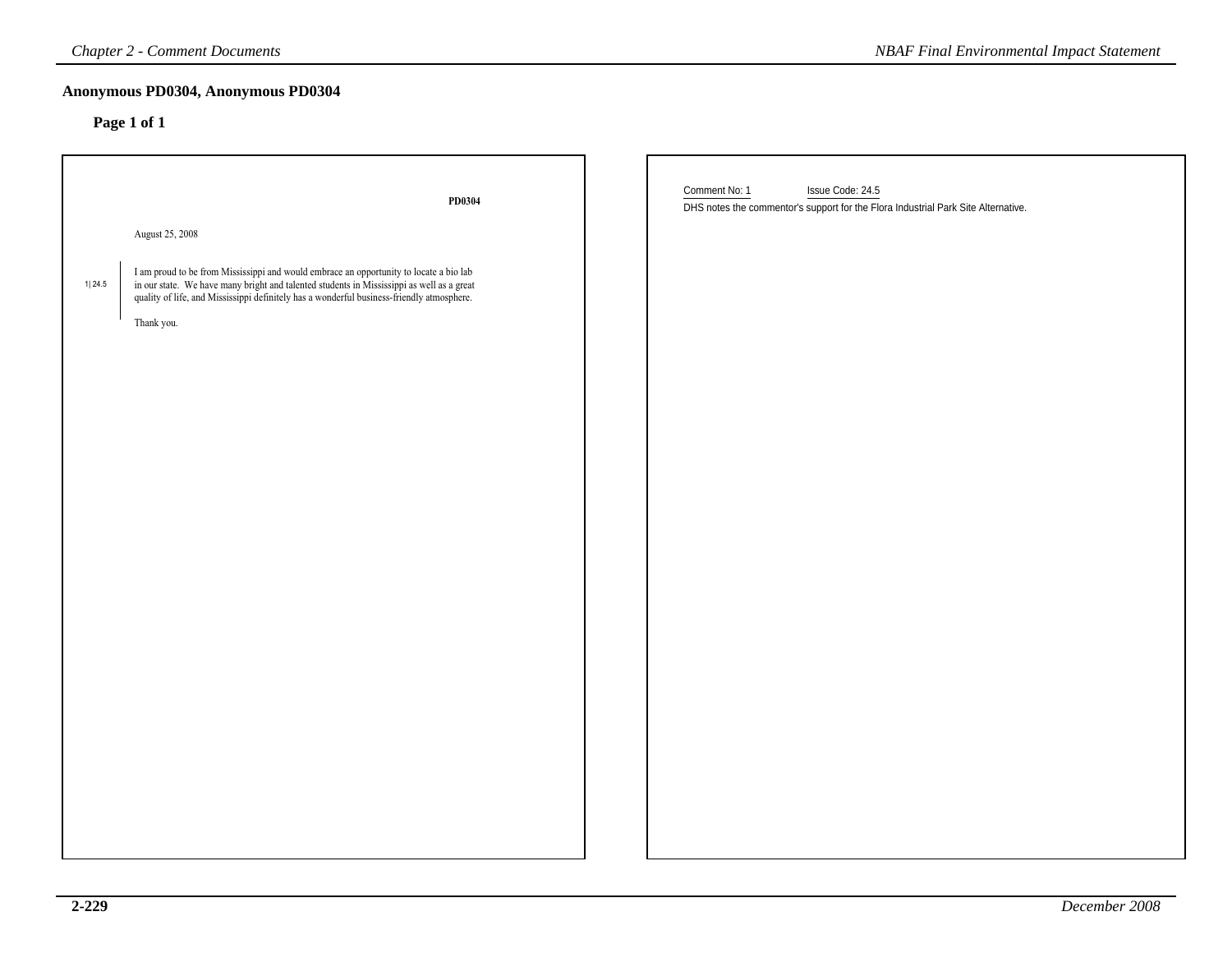## Anonymous PD0304, Anonymous PD0304

**Page 1 of 1**

**PD0304**

August 25, 2008

1| 24.5

I am proud to be from Mississippi and would embrace an opportunity to locate a bio lab in our state. We have many bright and talented students in Mississippi as well as a great quality of life, and Mississippi definitely has a wonderful business-friendly atmosphere.

Thank you.

Comment No: 1 Issue Code: 24.5

DHS notes the commentor's support for the Flora Industrial Park Site Alternative.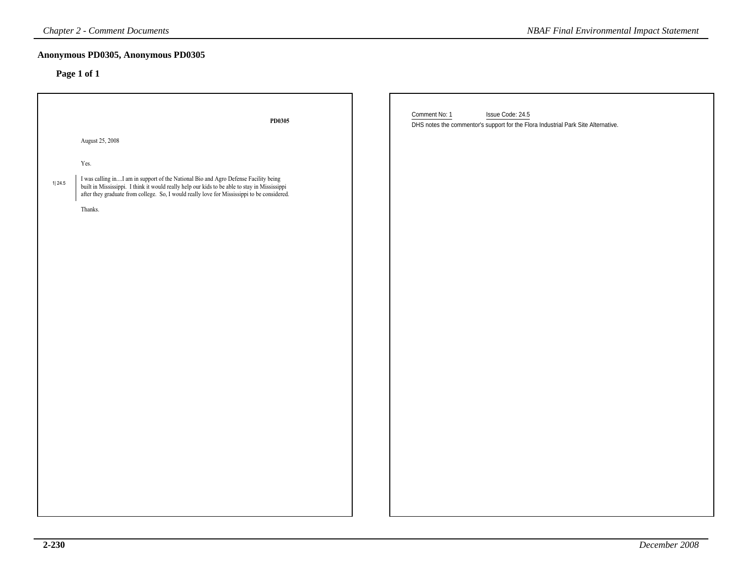## Anonymous PD0305, Anonymous PD0305

### Page 1 of 1

PD0305

August 25, 2008

Yes.

1| 24.5

I was calling in....I am in support of the National Bio and Agro Defense Facility being built in Mississippi. I think it would really help our kids to be able to stay in Mississippi after they graduate from college. So, I would really love for Mississippi to be considered.

Thanks.

Comment No: 1 Issue Code: 24.5

DHS notes the commentor's support for the Flora Industrial Park Site Alternative.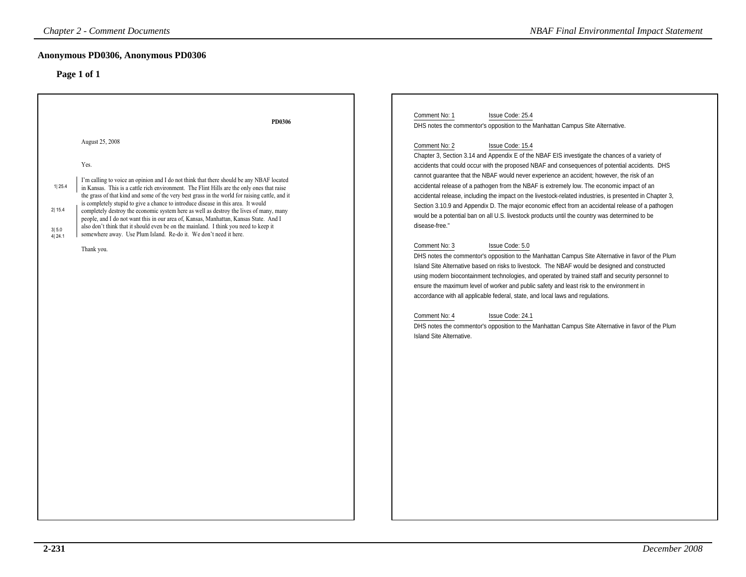## Anonymous PD0306, Anonymous PD0306

### Page 1 of 1

PD0306

August 25, 2008

Yes.

1| 25.4 — I'm calling to voice an opinion and I do not think that there should be any NBAF located in Kansas. This is a cattle rich environment. The Flint Hills are the only ones that raise the grass of that kind and some of the very best grass in the world for raising cattle, and it is completely stupid to give a chance to introduce disease in this area. It would

2| 15.4 — completely destroy the economic system here as well as destroy the lives of many, many people, and I do not want this in our area of, Kansas, Manhattan, Kansas State. And I

3| 5.0 — also don't think that it should even be on the mainland. I think you need to keep it

4| 24.1 — somewhere away. Use Plum Island. Re-do it. We don't need it here.

Thank you.

Comment No: 1 Issue Code: 25.4

DHS notes the commentor's opposition to the Manhattan Campus Site Alternative.

Comment No: 2 Issue Code: 15.4

Chapter 3, Section 3.14 and Appendix E of the NBAF EIS investigate the chances of a variety of accidents that could occur with the proposed NBAF and consequences of potential accidents. DHS cannot guarantee that the NBAF would never experience an accident; however, the risk of an accidental release of a pathogen from the NBAF is extremely low. The economic impact of an accidental release, including the impact on the livestock-related industries, is presented in Chapter 3, Section 3.10.9 and Appendix D. The major economic effect from an accidental release of a pathogen would be a potential ban on all U.S. livestock products until the country was determined to be disease-free."

Comment No: 3 Issue Code: 5.0

DHS notes the commentor's opposition to the Manhattan Campus Site Alternative in favor of the Plum Island Site Alternative based on risks to livestock. The NBAF would be designed and constructed using modern biocontainment technologies, and operated by trained staff and security personnel to ensure the maximum level of worker and public safety and least risk to the environment in accordance with all applicable federal, state, and local laws and regulations.

Comment No: 4 Issue Code: 24.1

DHS notes the commentor's opposition to the Manhattan Campus Site Alternative in favor of the Plum Island Site Alternative.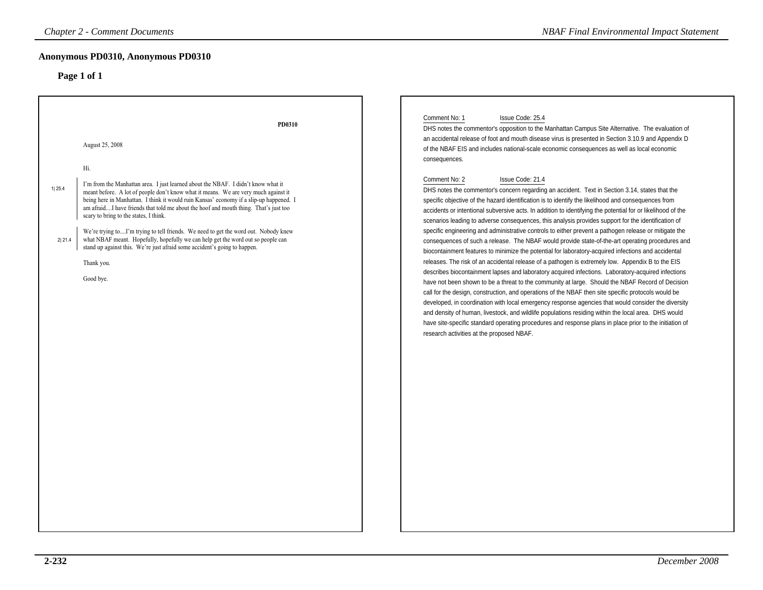## Anonymous PD0310, Anonymous PD0310

### Page 1 of 1

PD0310

August 25, 2008

Hi.

1| 25.4 I'm from the Manhattan area. I just learned about the NBAF. I didn't know what it meant before. A lot of people don't know what it means. We are very much against it being here in Manhattan. I think it would ruin Kansas' economy if a slip-up happened. I am afraid....I have friends that told me about the hoof and mouth thing. That's just too scary to bring to the states, I think.

2| 21.4 We're trying to....I'm trying to tell friends. We need to get the word out. Nobody knew what NBAF meant. Hopefully, hopefully we can help get the word out so people can stand up against this. We're just afraid some accident's going to happen.

Thank you.

Good bye.

Comment No: 1 Issue Code: 25.4

DHS notes the commentor's opposition to the Manhattan Campus Site Alternative. The evaluation of an accidental release of foot and mouth disease virus is presented in Section 3.10.9 and Appendix D of the NBAF EIS and includes national-scale economic consequences as well as local economic consequences.

Comment No: 2 Issue Code: 21.4

DHS notes the commentor's concern regarding an accident. Text in Section 3.14, states that the specific objective of the hazard identification is to identify the likelihood and consequences from accidents or intentional subversive acts. In addition to identifying the potential for or likelihood of the scenarios leading to adverse consequences, this analysis provides support for the identification of specific engineering and administrative controls to either prevent a pathogen release or mitigate the consequences of such a release. The NBAF would provide state-of-the-art operating procedures and biocontainment features to minimize the potential for laboratory-acquired infections and accidental releases. The risk of an accidental release of a pathogen is extremely low. Appendix B to the EIS describes biocontainment lapses and laboratory acquired infections. Laboratory-acquired infections have not been shown to be a threat to the community at large. Should the NBAF Record of Decision call for the design, construction, and operations of the NBAF then site specific protocols would be developed, in coordination with local emergency response agencies that would consider the diversity and density of human, livestock, and wildlife populations residing within the local area. DHS would have site-specific standard operating procedures and response plans in place prior to the initiation of research activities at the proposed NBAF.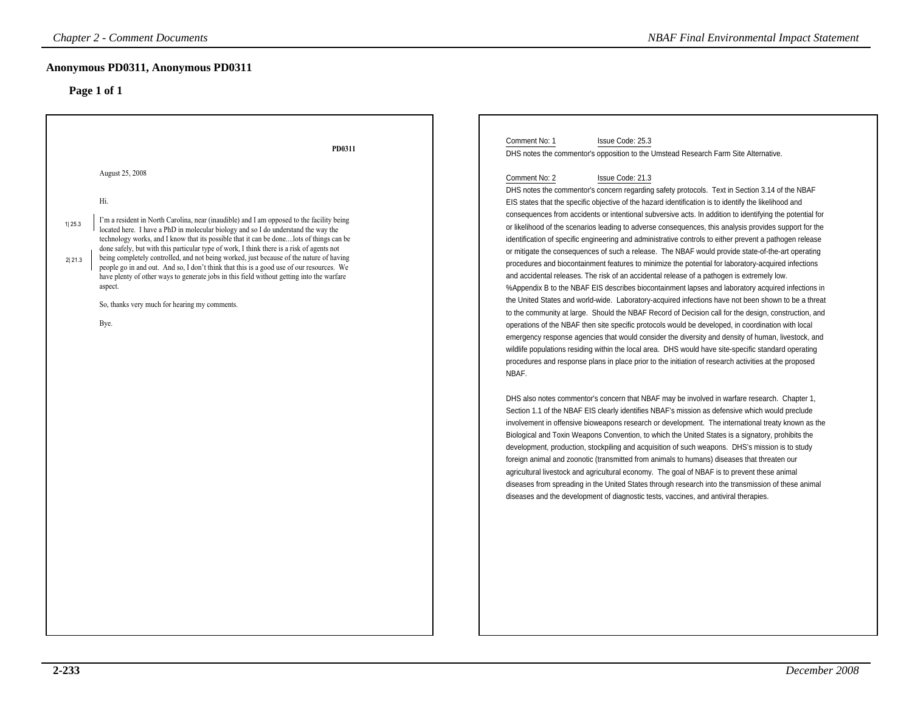## Anonymous PD0311, Anonymous PD0311

### Page 1 of 1

PD0311

August 25, 2008

Hi.

1| 25.3 I'm a resident in North Carolina, near (inaudible) and I am opposed to the facility being located here. I have a PhD in molecular biology and so I do understand the way the technology works, and I know that its possible that it can be done....lots of things can be done safely, but with this particular type of work, I think there is a risk of agents not being completely controlled, and not being worked, just because of the nature of having people go in and out. And so, I don't think that this is a good use of our resources. We have plenty of other ways to generate jobs in this field without getting into the warfare aspect. 2| 21.3

So, thanks very much for hearing my comments.

Bye.

Comment No: 1 Issue Code: 25.3

DHS notes the commentor's opposition to the Umstead Research Farm Site Alternative.

Comment No: 2 Issue Code: 21.3

DHS notes the commentor's concern regarding safety protocols. Text in Section 3.14 of the NBAF EIS states that the specific objective of the hazard identification is to identify the likelihood and consequences from accidents or intentional subversive acts. In addition to identifying the potential for or likelihood of the scenarios leading to adverse consequences, this analysis provides support for the identification of specific engineering and administrative controls to either prevent a pathogen release or mitigate the consequences of such a release. The NBAF would provide state-of-the-art operating procedures and biocontainment features to minimize the potential for laboratory-acquired infections and accidental releases. The risk of an accidental release of a pathogen is extremely low. %Appendix B to the NBAF EIS describes biocontainment lapses and laboratory acquired infections in the United States and world-wide. Laboratory-acquired infections have not been shown to be a threat to the community at large. Should the NBAF Record of Decision call for the design, construction, and operations of the NBAF then site specific protocols would be developed, in coordination with local emergency response agencies that would consider the diversity and density of human, livestock, and wildlife populations residing within the local area. DHS would have site-specific standard operating procedures and response plans in place prior to the initiation of research activities at the proposed NBAF.

DHS also notes commentor's concern that NBAF may be involved in warfare research. Chapter 1, Section 1.1 of the NBAF EIS clearly identifies NBAF's mission as defensive which would preclude involvement in offensive bioweapons research or development. The international treaty known as the Biological and Toxin Weapons Convention, to which the United States is a signatory, prohibits the development, production, stockpiling and acquisition of such weapons. DHS's mission is to study foreign animal and zoonotic (transmitted from animals to humans) diseases that threaten our agricultural livestock and agricultural economy. The goal of NBAF is to prevent these animal diseases from spreading in the United States through research into the transmission of these animal diseases and the development of diagnostic tests, vaccines, and antiviral therapies.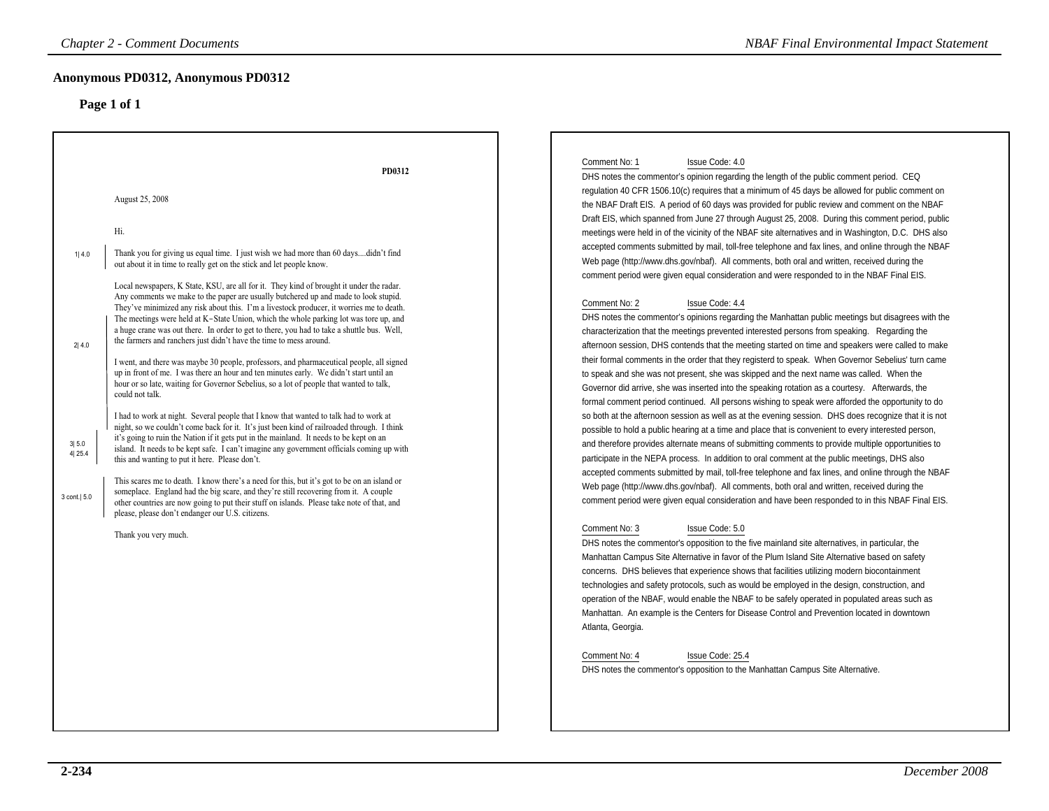# Anonymous PD0312, Anonymous PD0312

## Page 1 of 1

PD0312

August 25, 2008

Hi.

1| 4.0 Thank you for giving us equal time. I just wish we had more than 60 days....didn't find out about it in time to really get on the stick and let people know.

Local newspapers, K State, KSU, are all for it. They kind of brought it under the radar. Any comments we make to the paper are usually butchered up and made to look stupid. They've minimized any risk about this. I'm a livestock producer, it worries me to death. The meetings were held at K-State Union, which the whole parking lot was tore up, and a huge crane was out there. In order to get to there, you had to take a shuttle bus. Well, the farmers and ranchers just didn't have the time to mess around.

2| 4.0 I went, and there was maybe 30 people, professors, and pharmaceutical people, all signed up in front of me. I was there an hour and ten minutes early. We didn't start until an hour or so late, waiting for Governor Sebelius, so a lot of people that wanted to talk, could not talk.

I had to work at night. Several people that I know that wanted to talk had to work at night, so we couldn't come back for it. It's just been kind of railroaded through. I think

3| 5.0 4| 25.4 it's going to ruin the Nation if it gets put in the mainland. It needs to be kept on an island. It needs to be kept safe. I can't imagine any government officials coming up with this and wanting to put it here. Please don't.

3 cont.| 5.0 This scares me to death. I know there's a need for this, but it's got to be on an island or someplace. England had the big scare, and they're still recovering from it. A couple other countries are now going to put their stuff on islands. Please take note of that, and please, please don't endanger our U.S. citizens.

Thank you very much.

---

Comment No: 1 Issue Code: 4.0

DHS notes the commentor's opinion regarding the length of the public comment period. CEQ regulation 40 CFR 1506.10(c) requires that a minimum of 45 days be allowed for public comment on the NBAF Draft EIS. A period of 60 days was provided for public review and comment on the NBAF Draft EIS, which spanned from June 27 through August 25, 2008. During this comment period, public meetings were held in of the vicinity of the NBAF site alternatives and in Washington, D.C. DHS also accepted comments submitted by mail, toll-free telephone and fax lines, and online through the NBAF Web page (http://www.dhs.gov/nbaf). All comments, both oral and written, received during the comment period were given equal consideration and were responded to in the NBAF Final EIS.

Comment No: 2 Issue Code: 4.4

DHS notes the commentor's opinions regarding the Manhattan public meetings but disagrees with the characterization that the meetings prevented interested persons from speaking. Regarding the afternoon session, DHS contends that the meeting started on time and speakers were called to make their formal comments in the order that they registerd to speak. When Governor Sebelius' turn came to speak and she was not present, she was skipped and the next name was called. When the Governor did arrive, she was inserted into the speaking rotation as a courtesy. Afterwards, the formal comment period continued. All persons wishing to speak were afforded the opportunity to do so both at the afternoon session as well as at the evening session. DHS does recognize that it is not possible to hold a public hearing at a time and place that is convenient to every interested person, and therefore provides alternate means of submitting comments to provide multiple opportunities to participate in the NEPA process. In addition to oral comment at the public meetings, DHS also accepted comments submitted by mail, toll-free telephone and fax lines, and online through the NBAF Web page (http://www.dhs.gov/nbaf). All comments, both oral and written, received during the comment period were given equal consideration and have been responded to in this NBAF Final EIS.

Comment No: 3 Issue Code: 5.0

DHS notes the commentor's opposition to the five mainland site alternatives, in particular, the Manhattan Campus Site Alternative in favor of the Plum Island Site Alternative based on safety concerns. DHS believes that experience shows that facilities utilizing modern biocontainment technologies and safety protocols, such as would be employed in the design, construction, and operation of the NBAF, would enable the NBAF to be safely operated in populated areas such as Manhattan. An example is the Centers for Disease Control and Prevention located in downtown Atlanta, Georgia.

Comment No: 4 Issue Code: 25.4

DHS notes the commentor's opposition to the Manhattan Campus Site Alternative.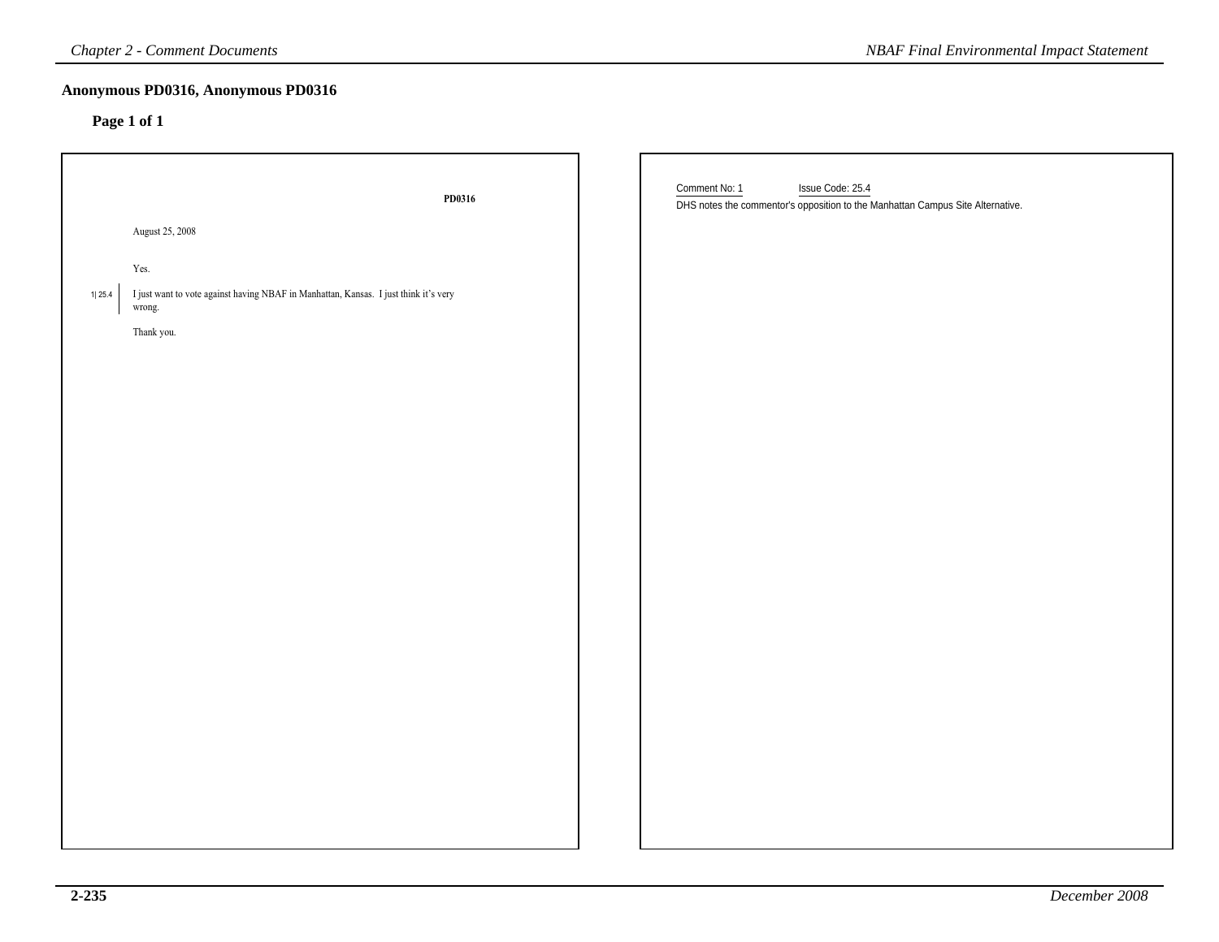## Anonymous PD0316, Anonymous PD0316

### Page 1 of 1

PD0316

August 25, 2008

Yes.

1| 25.4 I just want to vote against having NBAF in Manhattan, Kansas. I just think it's very wrong.

Thank you.

Comment No: 1 Issue Code: 25.4

DHS notes the commentor's opposition to the Manhattan Campus Site Alternative.